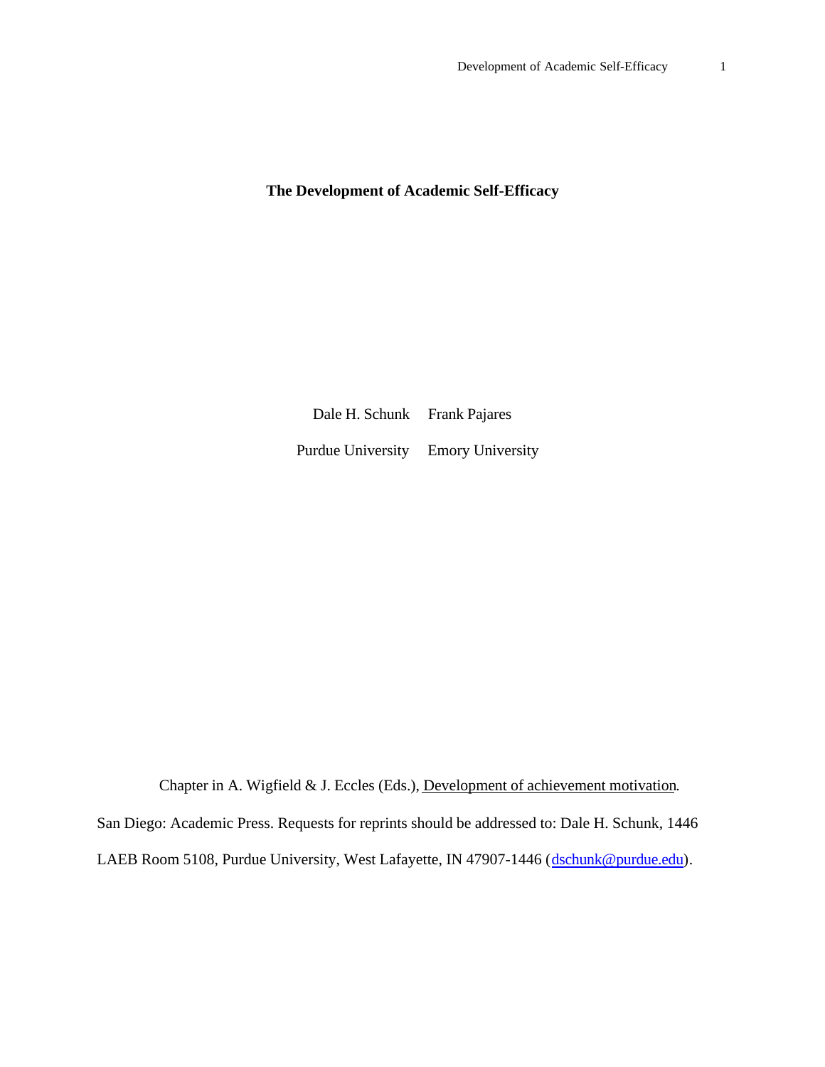# The Development of Academic Self-Efficacy

Dale H. Schunk    Frank Pajares

Purdue University    Emory University

Chapter in A. Wigfield & J. Eccles (Eds.), Development of achievement motivation. San Diego: Academic Press. Requests for reprints should be addressed to: Dale H. Schunk, 1446 LAEB Room 5108, Purdue University, West Lafayette, IN 47907-1446 (dschunk@purdue.edu).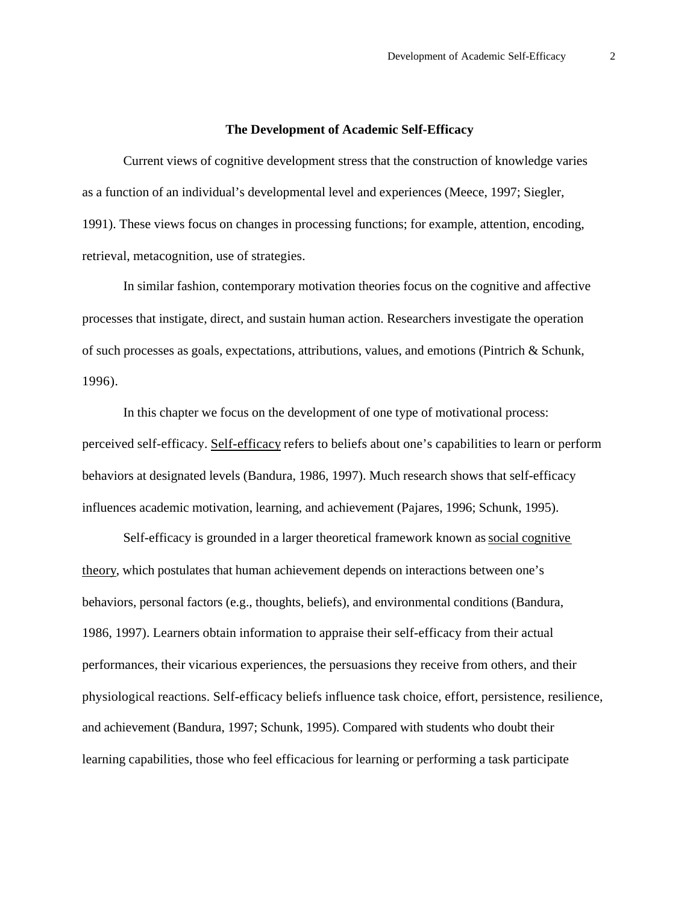# The Development of Academic Self-Efficacy

Current views of cognitive development stress that the construction of knowledge varies as a function of an individual's developmental level and experiences (Meece, 1997; Siegler, 1991). These views focus on changes in processing functions; for example, attention, encoding, retrieval, metacognition, use of strategies.

In similar fashion, contemporary motivation theories focus on the cognitive and affective processes that instigate, direct, and sustain human action. Researchers investigate the operation of such processes as goals, expectations, attributions, values, and emotions (Pintrich & Schunk, 1996).

In this chapter we focus on the development of one type of motivational process: perceived self-efficacy. Self-efficacy refers to beliefs about one's capabilities to learn or perform behaviors at designated levels (Bandura, 1986, 1997). Much research shows that self-efficacy influences academic motivation, learning, and achievement (Pajares, 1996; Schunk, 1995).

Self-efficacy is grounded in a larger theoretical framework known as social cognitive theory, which postulates that human achievement depends on interactions between one's behaviors, personal factors (e.g., thoughts, beliefs), and environmental conditions (Bandura, 1986, 1997). Learners obtain information to appraise their self-efficacy from their actual performances, their vicarious experiences, the persuasions they receive from others, and their physiological reactions. Self-efficacy beliefs influence task choice, effort, persistence, resilience, and achievement (Bandura, 1997; Schunk, 1995). Compared with students who doubt their learning capabilities, those who feel efficacious for learning or performing a task participate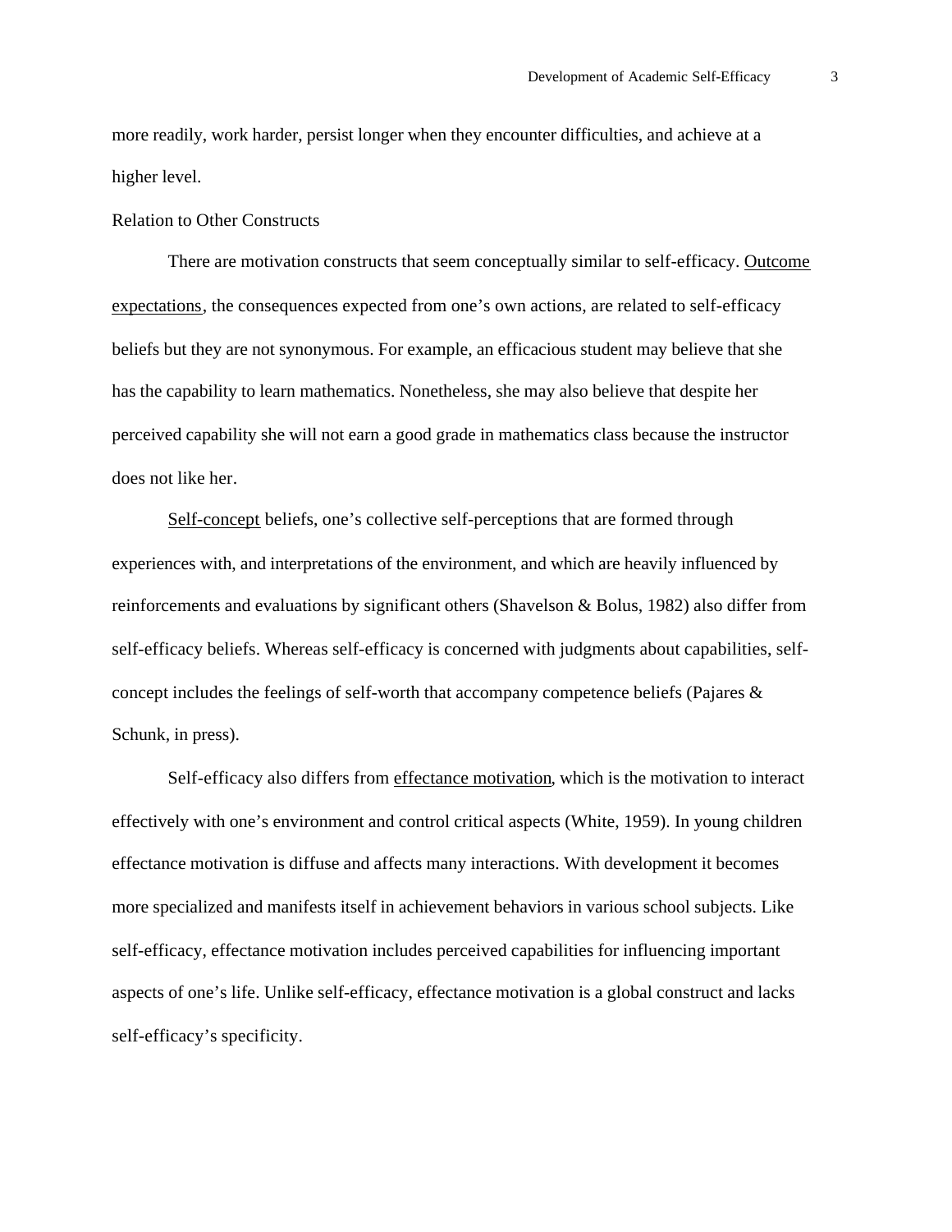more readily, work harder, persist longer when they encounter difficulties, and achieve at a higher level.

### Relation to Other Constructs

There are motivation constructs that seem conceptually similar to self-efficacy. Outcome expectations, the consequences expected from one's own actions, are related to self-efficacy beliefs but they are not synonymous. For example, an efficacious student may believe that she has the capability to learn mathematics. Nonetheless, she may also believe that despite her perceived capability she will not earn a good grade in mathematics class because the instructor does not like her.

Self-concept beliefs, one's collective self-perceptions that are formed through experiences with, and interpretations of the environment, and which are heavily influenced by reinforcements and evaluations by significant others (Shavelson & Bolus, 1982) also differ from self-efficacy beliefs. Whereas self-efficacy is concerned with judgments about capabilities, self-concept includes the feelings of self-worth that accompany competence beliefs (Pajares & Schunk, in press).

Self-efficacy also differs from effectance motivation, which is the motivation to interact effectively with one's environment and control critical aspects (White, 1959). In young children effectance motivation is diffuse and affects many interactions. With development it becomes more specialized and manifests itself in achievement behaviors in various school subjects. Like self-efficacy, effectance motivation includes perceived capabilities for influencing important aspects of one's life. Unlike self-efficacy, effectance motivation is a global construct and lacks self-efficacy's specificity.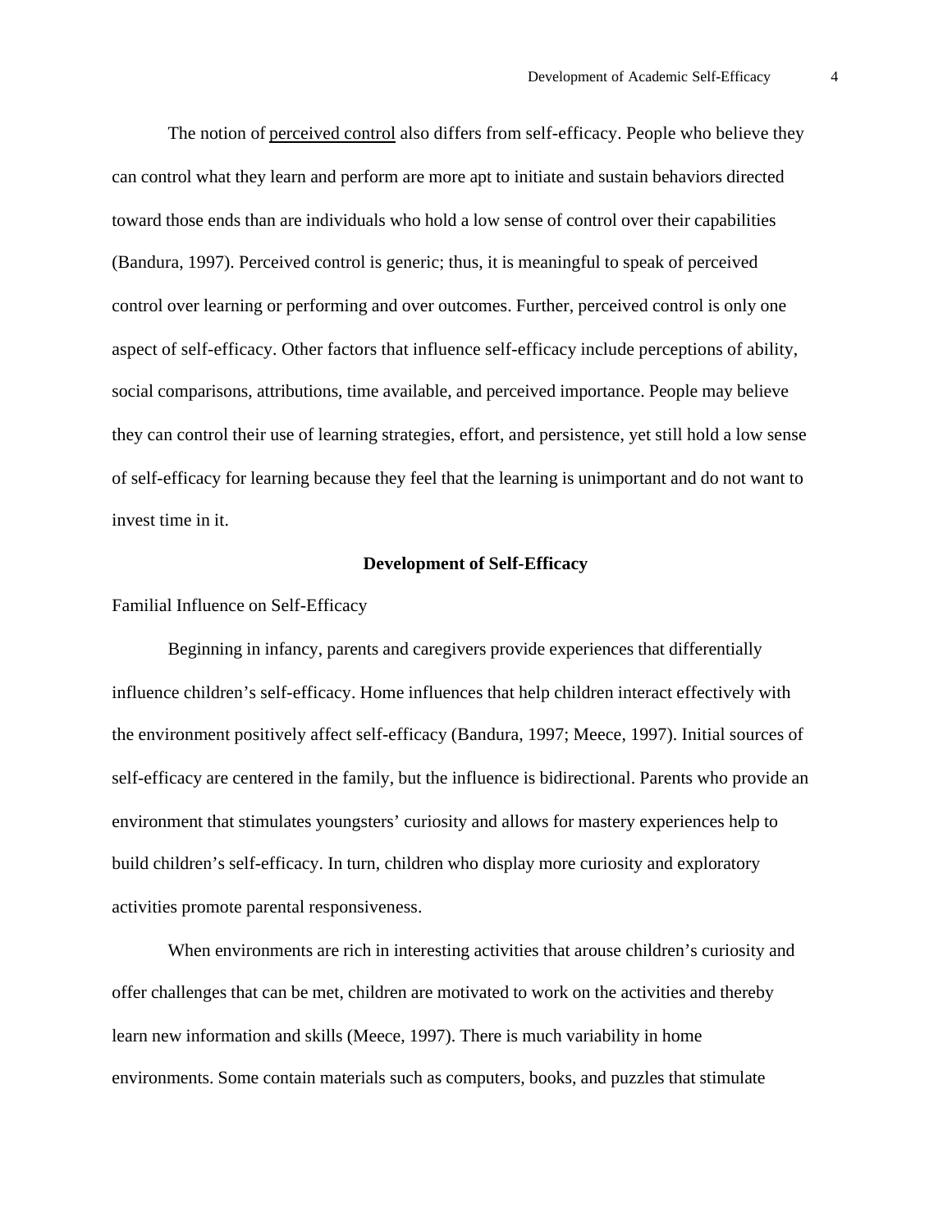The notion of perceived control also differs from self-efficacy. People who believe they can control what they learn and perform are more apt to initiate and sustain behaviors directed toward those ends than are individuals who hold a low sense of control over their capabilities (Bandura, 1997). Perceived control is generic; thus, it is meaningful to speak of perceived control over learning or performing and over outcomes. Further, perceived control is only one aspect of self-efficacy. Other factors that influence self-efficacy include perceptions of ability, social comparisons, attributions, time available, and perceived importance. People may believe they can control their use of learning strategies, effort, and persistence, yet still hold a low sense of self-efficacy for learning because they feel that the learning is unimportant and do not want to invest time in it.

## Development of Self-Efficacy

### Familial Influence on Self-Efficacy

Beginning in infancy, parents and caregivers provide experiences that differentially influence children's self-efficacy. Home influences that help children interact effectively with the environment positively affect self-efficacy (Bandura, 1997; Meece, 1997). Initial sources of self-efficacy are centered in the family, but the influence is bidirectional. Parents who provide an environment that stimulates youngsters' curiosity and allows for mastery experiences help to build children's self-efficacy. In turn, children who display more curiosity and exploratory activities promote parental responsiveness.

When environments are rich in interesting activities that arouse children's curiosity and offer challenges that can be met, children are motivated to work on the activities and thereby learn new information and skills (Meece, 1997). There is much variability in home environments. Some contain materials such as computers, books, and puzzles that stimulate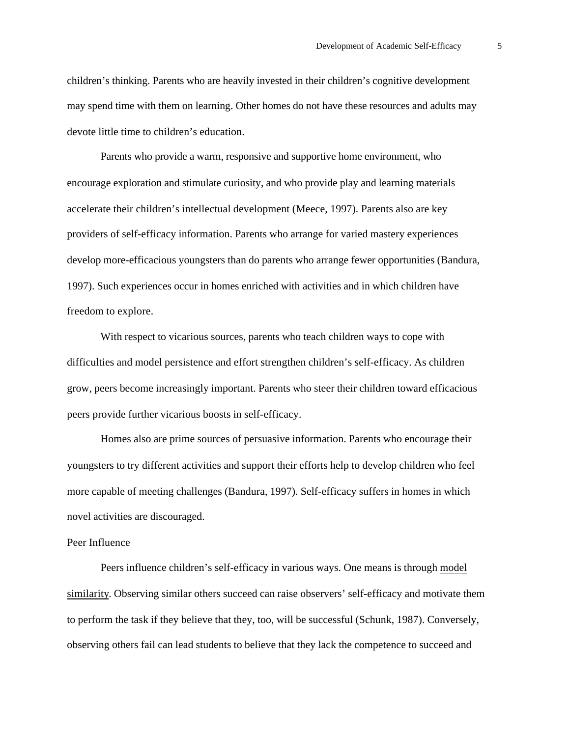children's thinking. Parents who are heavily invested in their children's cognitive development may spend time with them on learning. Other homes do not have these resources and adults may devote little time to children's education.

Parents who provide a warm, responsive and supportive home environment, who encourage exploration and stimulate curiosity, and who provide play and learning materials accelerate their children's intellectual development (Meece, 1997). Parents also are key providers of self-efficacy information. Parents who arrange for varied mastery experiences develop more-efficacious youngsters than do parents who arrange fewer opportunities (Bandura, 1997). Such experiences occur in homes enriched with activities and in which children have freedom to explore.

With respect to vicarious sources, parents who teach children ways to cope with difficulties and model persistence and effort strengthen children's self-efficacy. As children grow, peers become increasingly important. Parents who steer their children toward efficacious peers provide further vicarious boosts in self-efficacy.

Homes also are prime sources of persuasive information. Parents who encourage their youngsters to try different activities and support their efforts help to develop children who feel more capable of meeting challenges (Bandura, 1997). Self-efficacy suffers in homes in which novel activities are discouraged.

### Peer Influence

Peers influence children's self-efficacy in various ways. One means is through <u>model similarity</u>. Observing similar others succeed can raise observers' self-efficacy and motivate them to perform the task if they believe that they, too, will be successful (Schunk, 1987). Conversely, observing others fail can lead students to believe that they lack the competence to succeed and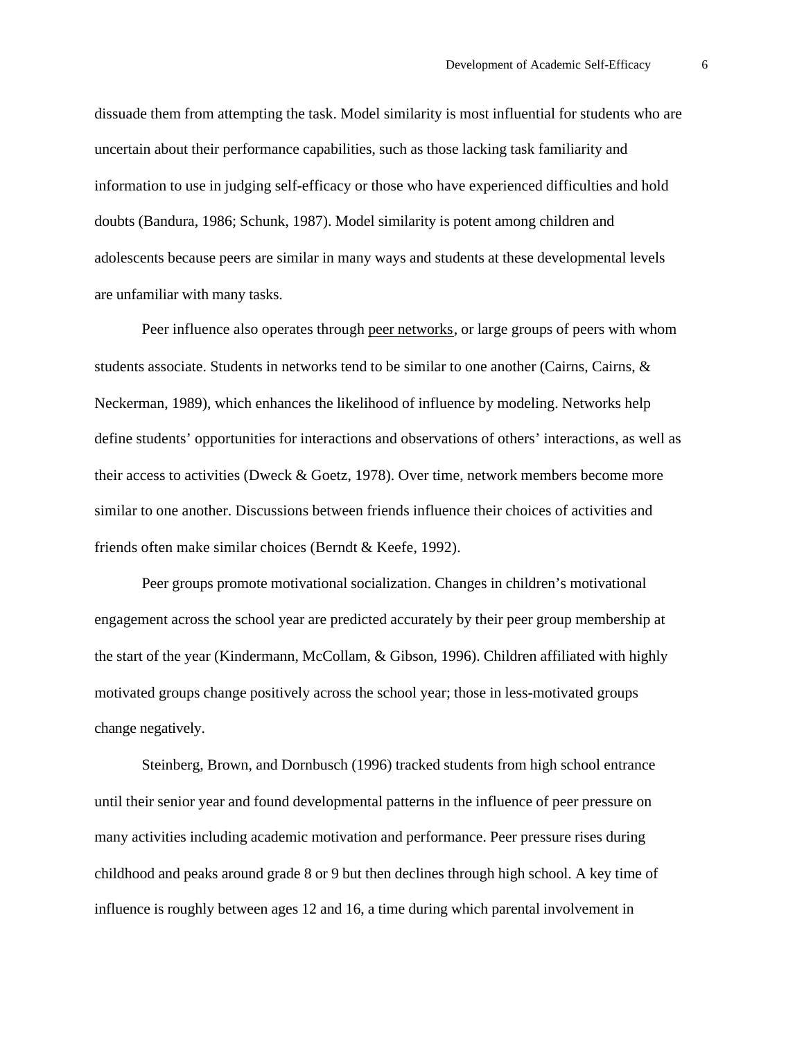dissuade them from attempting the task. Model similarity is most influential for students who are uncertain about their performance capabilities, such as those lacking task familiarity and information to use in judging self-efficacy or those who have experienced difficulties and hold doubts (Bandura, 1986; Schunk, 1987). Model similarity is potent among children and adolescents because peers are similar in many ways and students at these developmental levels are unfamiliar with many tasks.

Peer influence also operates through <u>peer networks</u>, or large groups of peers with whom students associate. Students in networks tend to be similar to one another (Cairns, Cairns, & Neckerman, 1989), which enhances the likelihood of influence by modeling. Networks help define students' opportunities for interactions and observations of others' interactions, as well as their access to activities (Dweck & Goetz, 1978). Over time, network members become more similar to one another. Discussions between friends influence their choices of activities and friends often make similar choices (Berndt & Keefe, 1992).

Peer groups promote motivational socialization. Changes in children's motivational engagement across the school year are predicted accurately by their peer group membership at the start of the year (Kindermann, McCollam, & Gibson, 1996). Children affiliated with highly motivated groups change positively across the school year; those in less-motivated groups change negatively.

Steinberg, Brown, and Dornbusch (1996) tracked students from high school entrance until their senior year and found developmental patterns in the influence of peer pressure on many activities including academic motivation and performance. Peer pressure rises during childhood and peaks around grade 8 or 9 but then declines through high school. A key time of influence is roughly between ages 12 and 16, a time during which parental involvement in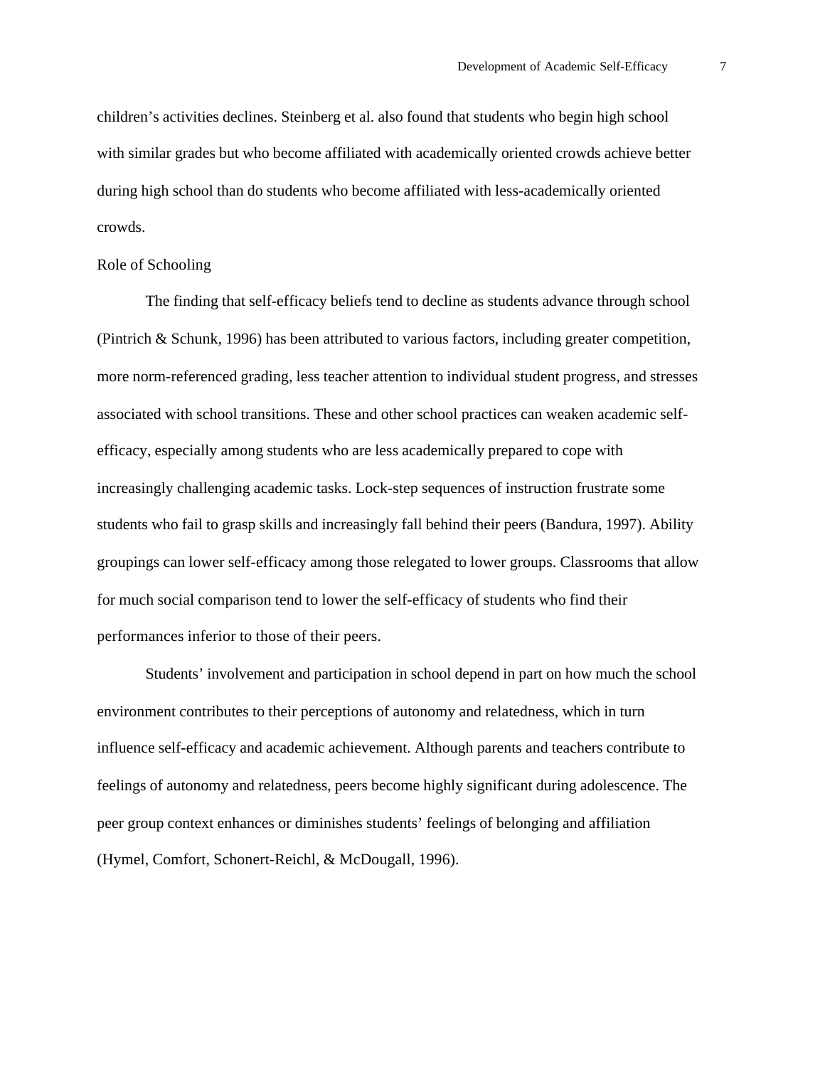children's activities declines. Steinberg et al. also found that students who begin high school with similar grades but who become affiliated with academically oriented crowds achieve better during high school than do students who become affiliated with less-academically oriented crowds.

## Role of Schooling

The finding that self-efficacy beliefs tend to decline as students advance through school (Pintrich & Schunk, 1996) has been attributed to various factors, including greater competition, more norm-referenced grading, less teacher attention to individual student progress, and stresses associated with school transitions. These and other school practices can weaken academic self-efficacy, especially among students who are less academically prepared to cope with increasingly challenging academic tasks. Lock-step sequences of instruction frustrate some students who fail to grasp skills and increasingly fall behind their peers (Bandura, 1997). Ability groupings can lower self-efficacy among those relegated to lower groups. Classrooms that allow for much social comparison tend to lower the self-efficacy of students who find their performances inferior to those of their peers.

Students' involvement and participation in school depend in part on how much the school environment contributes to their perceptions of autonomy and relatedness, which in turn influence self-efficacy and academic achievement. Although parents and teachers contribute to feelings of autonomy and relatedness, peers become highly significant during adolescence. The peer group context enhances or diminishes students' feelings of belonging and affiliation (Hymel, Comfort, Schonert-Reichl, & McDougall, 1996).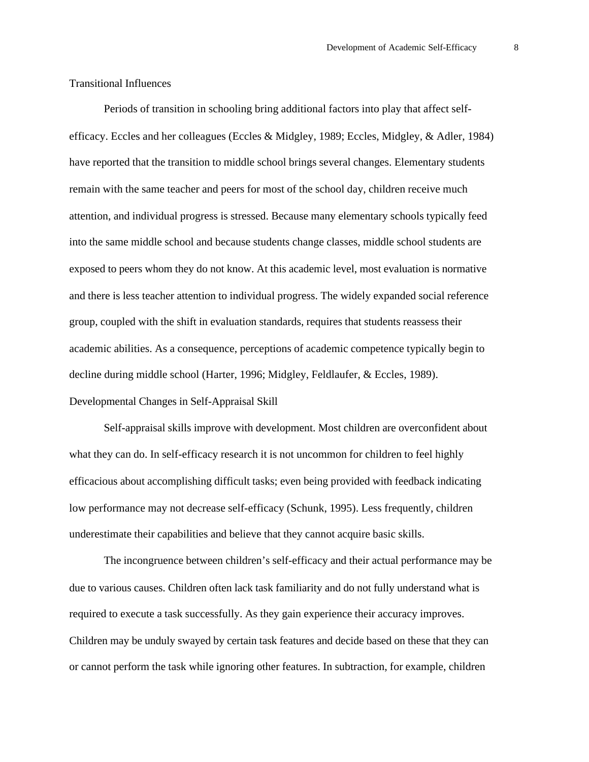## Transitional Influences

Periods of transition in schooling bring additional factors into play that affect self-efficacy. Eccles and her colleagues (Eccles & Midgley, 1989; Eccles, Midgley, & Adler, 1984) have reported that the transition to middle school brings several changes. Elementary students remain with the same teacher and peers for most of the school day, children receive much attention, and individual progress is stressed. Because many elementary schools typically feed into the same middle school and because students change classes, middle school students are exposed to peers whom they do not know. At this academic level, most evaluation is normative and there is less teacher attention to individual progress. The widely expanded social reference group, coupled with the shift in evaluation standards, requires that students reassess their academic abilities. As a consequence, perceptions of academic competence typically begin to decline during middle school (Harter, 1996; Midgley, Feldlaufer, & Eccles, 1989).

## Developmental Changes in Self-Appraisal Skill

Self-appraisal skills improve with development. Most children are overconfident about what they can do. In self-efficacy research it is not uncommon for children to feel highly efficacious about accomplishing difficult tasks; even being provided with feedback indicating low performance may not decrease self-efficacy (Schunk, 1995). Less frequently, children underestimate their capabilities and believe that they cannot acquire basic skills.

The incongruence between children's self-efficacy and their actual performance may be due to various causes. Children often lack task familiarity and do not fully understand what is required to execute a task successfully. As they gain experience their accuracy improves. Children may be unduly swayed by certain task features and decide based on these that they can or cannot perform the task while ignoring other features. In subtraction, for example, children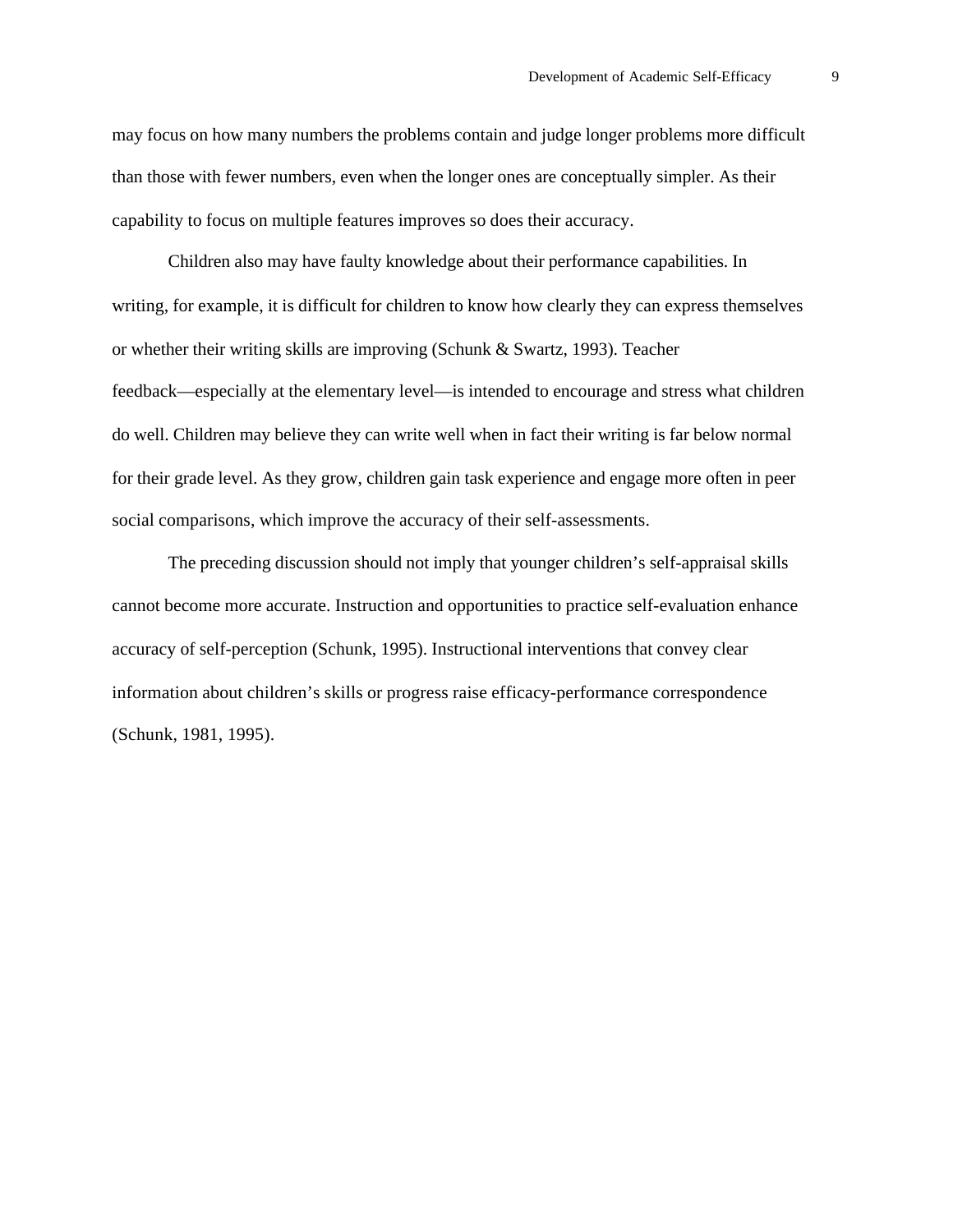may focus on how many numbers the problems contain and judge longer problems more difficult than those with fewer numbers, even when the longer ones are conceptually simpler. As their capability to focus on multiple features improves so does their accuracy.

Children also may have faulty knowledge about their performance capabilities. In writing, for example, it is difficult for children to know how clearly they can express themselves or whether their writing skills are improving (Schunk & Swartz, 1993). Teacher feedback—especially at the elementary level—is intended to encourage and stress what children do well. Children may believe they can write well when in fact their writing is far below normal for their grade level. As they grow, children gain task experience and engage more often in peer social comparisons, which improve the accuracy of their self-assessments.

The preceding discussion should not imply that younger children’s self-appraisal skills cannot become more accurate. Instruction and opportunities to practice self-evaluation enhance accuracy of self-perception (Schunk, 1995). Instructional interventions that convey clear information about children’s skills or progress raise efficacy-performance correspondence (Schunk, 1981, 1995).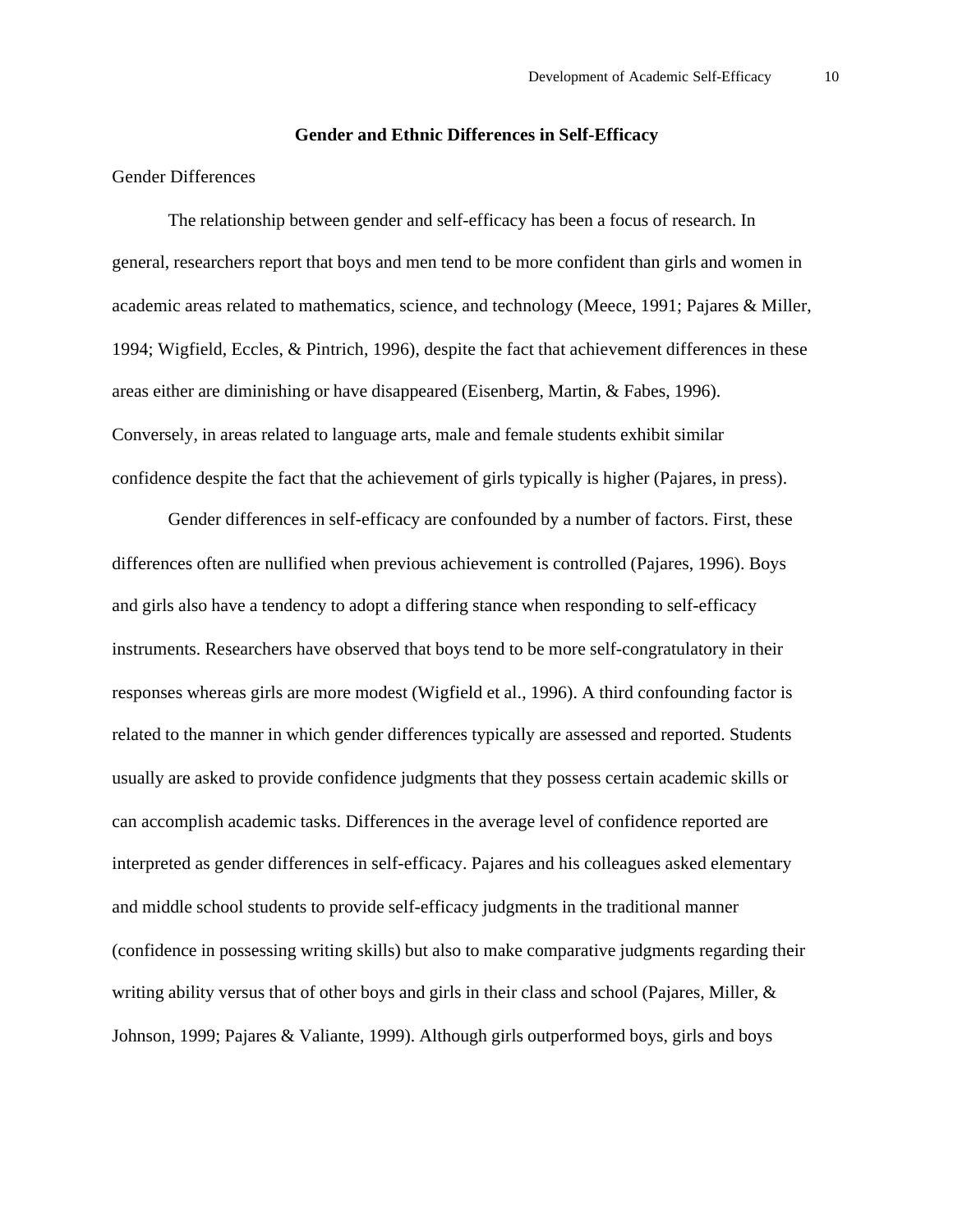## Gender and Ethnic Differences in Self-Efficacy

### Gender Differences

The relationship between gender and self-efficacy has been a focus of research. In general, researchers report that boys and men tend to be more confident than girls and women in academic areas related to mathematics, science, and technology (Meece, 1991; Pajares & Miller, 1994; Wigfield, Eccles, & Pintrich, 1996), despite the fact that achievement differences in these areas either are diminishing or have disappeared (Eisenberg, Martin, & Fabes, 1996). Conversely, in areas related to language arts, male and female students exhibit similar confidence despite the fact that the achievement of girls typically is higher (Pajares, in press).

Gender differences in self-efficacy are confounded by a number of factors. First, these differences often are nullified when previous achievement is controlled (Pajares, 1996). Boys and girls also have a tendency to adopt a differing stance when responding to self-efficacy instruments. Researchers have observed that boys tend to be more self-congratulatory in their responses whereas girls are more modest (Wigfield et al., 1996). A third confounding factor is related to the manner in which gender differences typically are assessed and reported. Students usually are asked to provide confidence judgments that they possess certain academic skills or can accomplish academic tasks. Differences in the average level of confidence reported are interpreted as gender differences in self-efficacy. Pajares and his colleagues asked elementary and middle school students to provide self-efficacy judgments in the traditional manner (confidence in possessing writing skills) but also to make comparative judgments regarding their writing ability versus that of other boys and girls in their class and school (Pajares, Miller, & Johnson, 1999; Pajares & Valiante, 1999). Although girls outperformed boys, girls and boys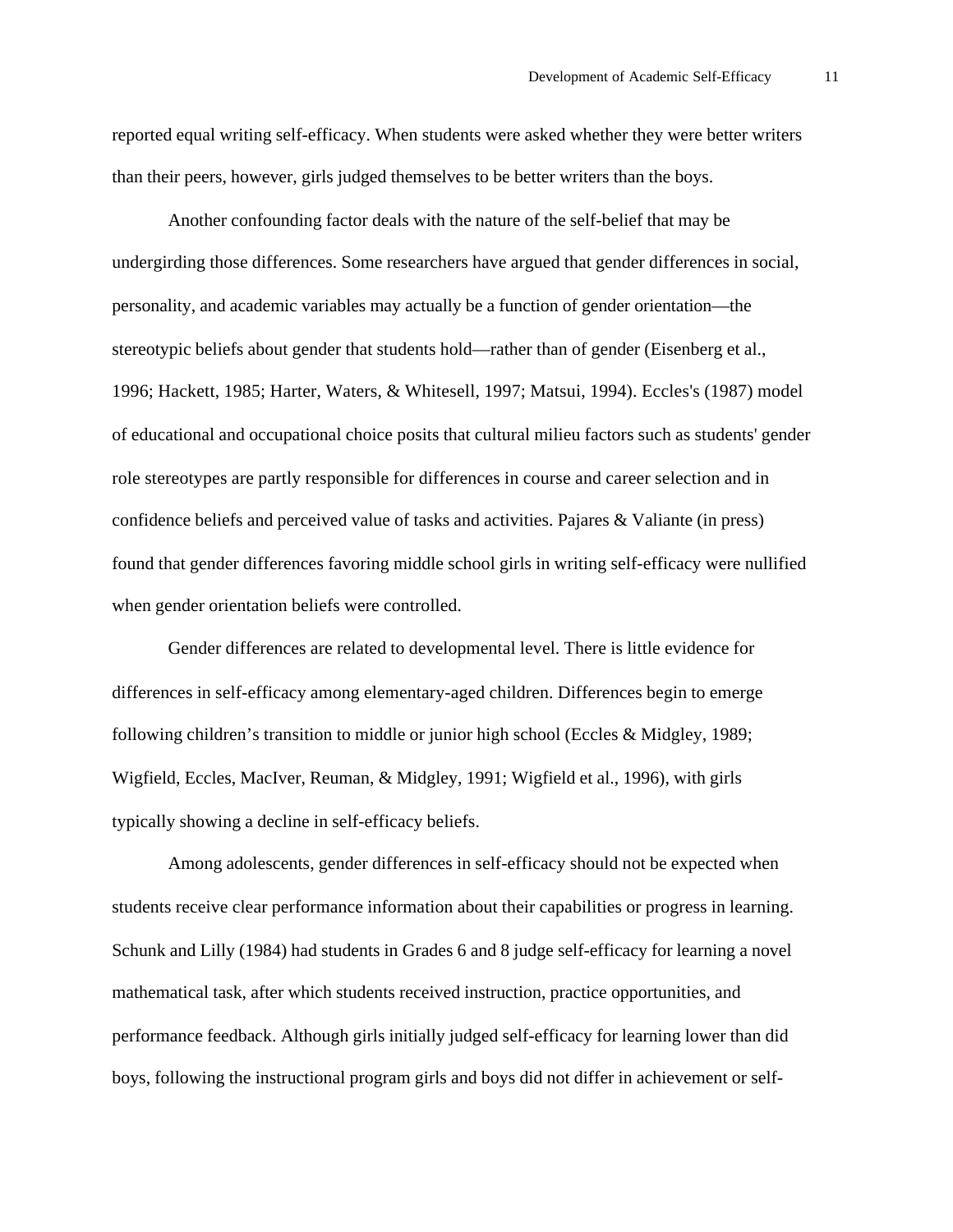reported equal writing self-efficacy. When students were asked whether they were better writers than their peers, however, girls judged themselves to be better writers than the boys.

Another confounding factor deals with the nature of the self-belief that may be undergirding those differences. Some researchers have argued that gender differences in social, personality, and academic variables may actually be a function of gender orientation—the stereotypic beliefs about gender that students hold—rather than of gender (Eisenberg et al., 1996; Hackett, 1985; Harter, Waters, & Whitesell, 1997; Matsui, 1994). Eccles's (1987) model of educational and occupational choice posits that cultural milieu factors such as students' gender role stereotypes are partly responsible for differences in course and career selection and in confidence beliefs and perceived value of tasks and activities. Pajares & Valiante (in press) found that gender differences favoring middle school girls in writing self-efficacy were nullified when gender orientation beliefs were controlled.

Gender differences are related to developmental level. There is little evidence for differences in self-efficacy among elementary-aged children. Differences begin to emerge following children's transition to middle or junior high school (Eccles & Midgley, 1989; Wigfield, Eccles, MacIver, Reuman, & Midgley, 1991; Wigfield et al., 1996), with girls typically showing a decline in self-efficacy beliefs.

Among adolescents, gender differences in self-efficacy should not be expected when students receive clear performance information about their capabilities or progress in learning. Schunk and Lilly (1984) had students in Grades 6 and 8 judge self-efficacy for learning a novel mathematical task, after which students received instruction, practice opportunities, and performance feedback. Although girls initially judged self-efficacy for learning lower than did boys, following the instructional program girls and boys did not differ in achievement or self-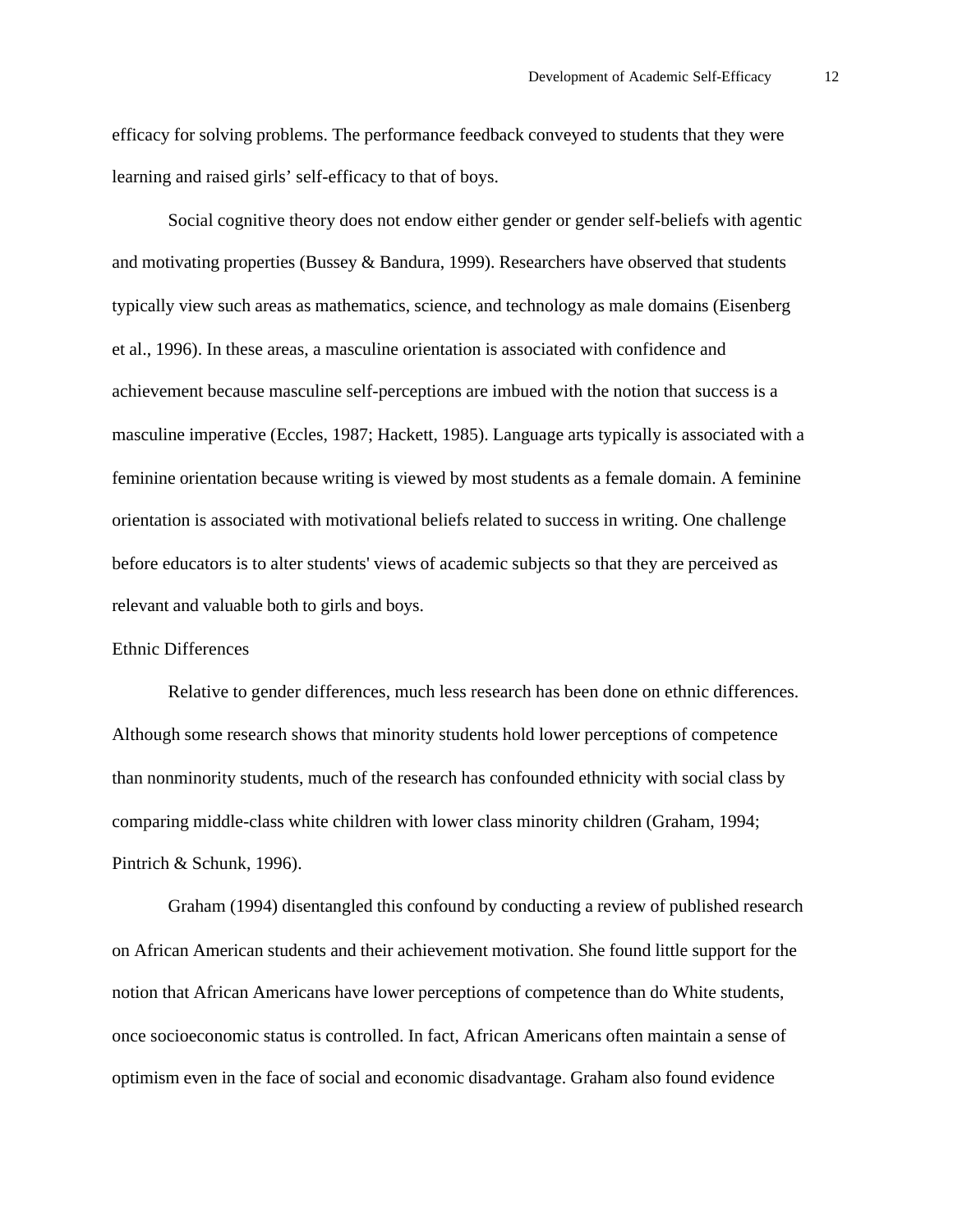efficacy for solving problems. The performance feedback conveyed to students that they were learning and raised girls' self-efficacy to that of boys.

Social cognitive theory does not endow either gender or gender self-beliefs with agentic and motivating properties (Bussey & Bandura, 1999). Researchers have observed that students typically view such areas as mathematics, science, and technology as male domains (Eisenberg et al., 1996). In these areas, a masculine orientation is associated with confidence and achievement because masculine self-perceptions are imbued with the notion that success is a masculine imperative (Eccles, 1987; Hackett, 1985). Language arts typically is associated with a feminine orientation because writing is viewed by most students as a female domain. A feminine orientation is associated with motivational beliefs related to success in writing. One challenge before educators is to alter students' views of academic subjects so that they are perceived as relevant and valuable both to girls and boys.

### Ethnic Differences

Relative to gender differences, much less research has been done on ethnic differences. Although some research shows that minority students hold lower perceptions of competence than nonminority students, much of the research has confounded ethnicity with social class by comparing middle-class white children with lower class minority children (Graham, 1994; Pintrich & Schunk, 1996).

Graham (1994) disentangled this confound by conducting a review of published research on African American students and their achievement motivation. She found little support for the notion that African Americans have lower perceptions of competence than do White students, once socioeconomic status is controlled. In fact, African Americans often maintain a sense of optimism even in the face of social and economic disadvantage. Graham also found evidence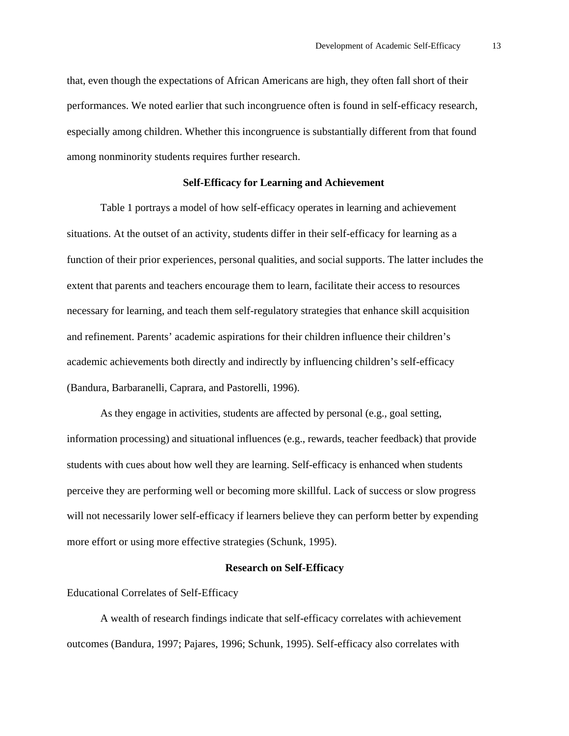that, even though the expectations of African Americans are high, they often fall short of their performances. We noted earlier that such incongruence often is found in self-efficacy research, especially among children. Whether this incongruence is substantially different from that found among nonminority students requires further research.

## Self-Efficacy for Learning and Achievement

Table 1 portrays a model of how self-efficacy operates in learning and achievement situations. At the outset of an activity, students differ in their self-efficacy for learning as a function of their prior experiences, personal qualities, and social supports. The latter includes the extent that parents and teachers encourage them to learn, facilitate their access to resources necessary for learning, and teach them self-regulatory strategies that enhance skill acquisition and refinement. Parents' academic aspirations for their children influence their children's academic achievements both directly and indirectly by influencing children's self-efficacy (Bandura, Barbaranelli, Caprara, and Pastorelli, 1996).

As they engage in activities, students are affected by personal (e.g., goal setting, information processing) and situational influences (e.g., rewards, teacher feedback) that provide students with cues about how well they are learning. Self-efficacy is enhanced when students perceive they are performing well or becoming more skillful. Lack of success or slow progress will not necessarily lower self-efficacy if learners believe they can perform better by expending more effort or using more effective strategies (Schunk, 1995).

## Research on Self-Efficacy

### Educational Correlates of Self-Efficacy

A wealth of research findings indicate that self-efficacy correlates with achievement outcomes (Bandura, 1997; Pajares, 1996; Schunk, 1995). Self-efficacy also correlates with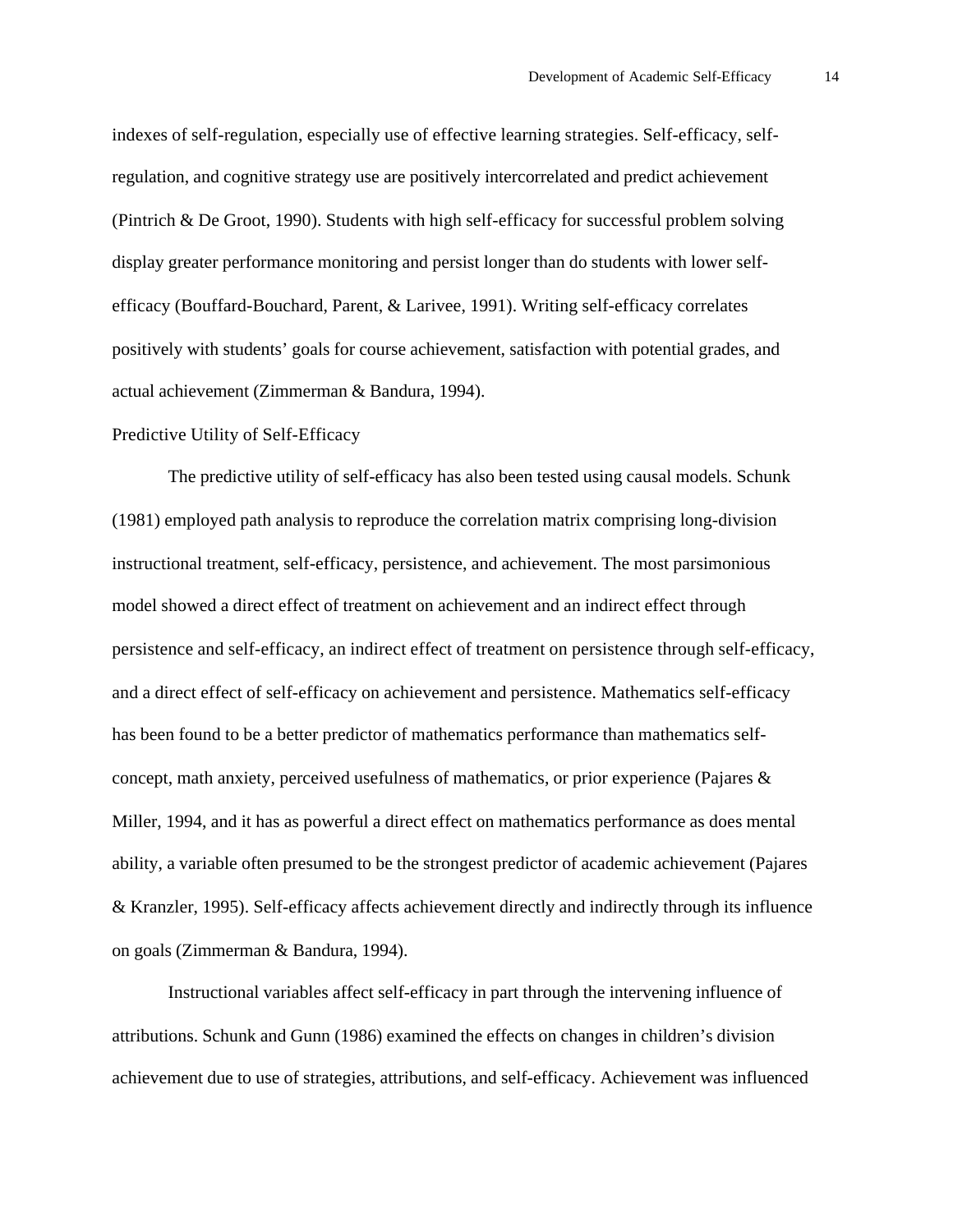indexes of self-regulation, especially use of effective learning strategies. Self-efficacy, self-regulation, and cognitive strategy use are positively intercorrelated and predict achievement (Pintrich & De Groot, 1990). Students with high self-efficacy for successful problem solving display greater performance monitoring and persist longer than do students with lower self-efficacy (Bouffard-Bouchard, Parent, & Larivee, 1991). Writing self-efficacy correlates positively with students' goals for course achievement, satisfaction with potential grades, and actual achievement (Zimmerman & Bandura, 1994).

## Predictive Utility of Self-Efficacy

The predictive utility of self-efficacy has also been tested using causal models. Schunk (1981) employed path analysis to reproduce the correlation matrix comprising long-division instructional treatment, self-efficacy, persistence, and achievement. The most parsimonious model showed a direct effect of treatment on achievement and an indirect effect through persistence and self-efficacy, an indirect effect of treatment on persistence through self-efficacy, and a direct effect of self-efficacy on achievement and persistence. Mathematics self-efficacy has been found to be a better predictor of mathematics performance than mathematics self-concept, math anxiety, perceived usefulness of mathematics, or prior experience (Pajares & Miller, 1994, and it has as powerful a direct effect on mathematics performance as does mental ability, a variable often presumed to be the strongest predictor of academic achievement (Pajares & Kranzler, 1995). Self-efficacy affects achievement directly and indirectly through its influence on goals (Zimmerman & Bandura, 1994).

Instructional variables affect self-efficacy in part through the intervening influence of attributions. Schunk and Gunn (1986) examined the effects on changes in children's division achievement due to use of strategies, attributions, and self-efficacy. Achievement was influenced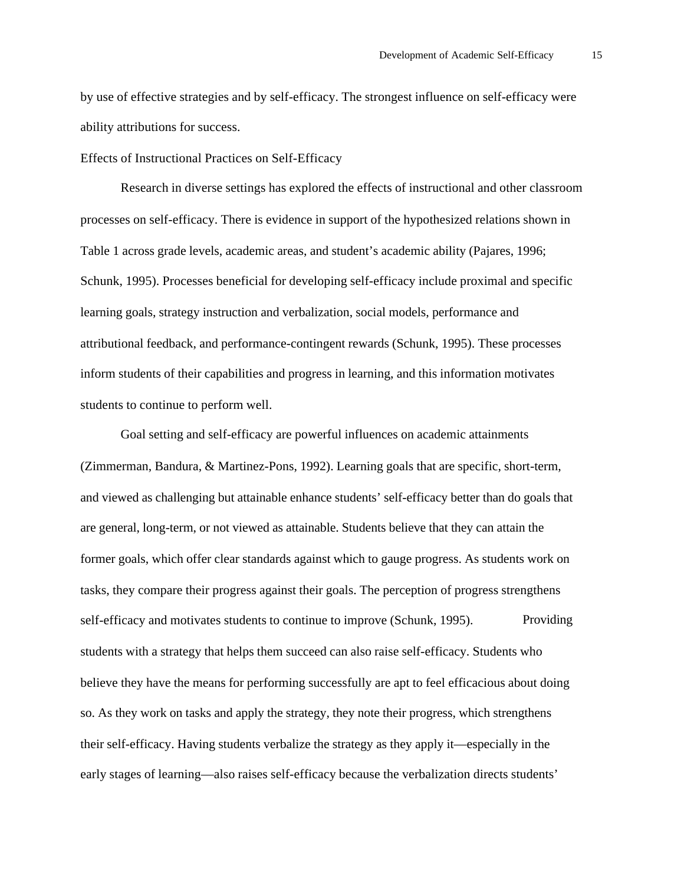by use of effective strategies and by self-efficacy. The strongest influence on self-efficacy were ability attributions for success.

## Effects of Instructional Practices on Self-Efficacy

Research in diverse settings has explored the effects of instructional and other classroom processes on self-efficacy. There is evidence in support of the hypothesized relations shown in Table 1 across grade levels, academic areas, and student's academic ability (Pajares, 1996; Schunk, 1995). Processes beneficial for developing self-efficacy include proximal and specific learning goals, strategy instruction and verbalization, social models, performance and attributional feedback, and performance-contingent rewards (Schunk, 1995). These processes inform students of their capabilities and progress in learning, and this information motivates students to continue to perform well.

Goal setting and self-efficacy are powerful influences on academic attainments (Zimmerman, Bandura, & Martinez-Pons, 1992). Learning goals that are specific, short-term, and viewed as challenging but attainable enhance students' self-efficacy better than do goals that are general, long-term, or not viewed as attainable. Students believe that they can attain the former goals, which offer clear standards against which to gauge progress. As students work on tasks, they compare their progress against their goals. The perception of progress strengthens self-efficacy and motivates students to continue to improve (Schunk, 1995).

Providing students with a strategy that helps them succeed can also raise self-efficacy. Students who believe they have the means for performing successfully are apt to feel efficacious about doing so. As they work on tasks and apply the strategy, they note their progress, which strengthens their self-efficacy. Having students verbalize the strategy as they apply it—especially in the early stages of learning—also raises self-efficacy because the verbalization directs students'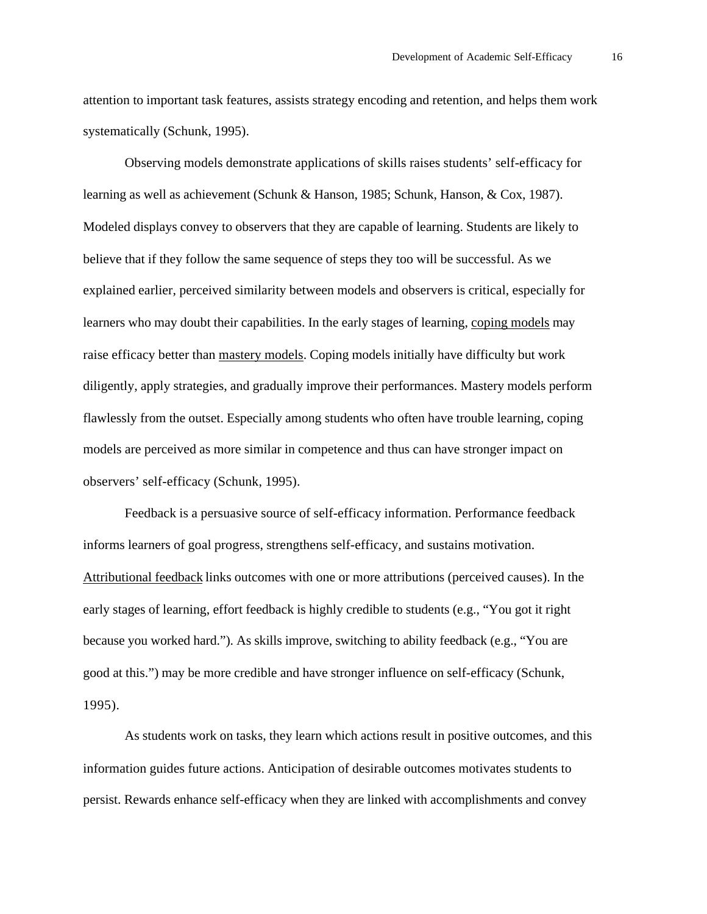attention to important task features, assists strategy encoding and retention, and helps them work systematically (Schunk, 1995).

Observing models demonstrate applications of skills raises students' self-efficacy for learning as well as achievement (Schunk & Hanson, 1985; Schunk, Hanson, & Cox, 1987). Modeled displays convey to observers that they are capable of learning. Students are likely to believe that if they follow the same sequence of steps they too will be successful. As we explained earlier, perceived similarity between models and observers is critical, especially for learners who may doubt their capabilities. In the early stages of learning, <u>coping models</u> may raise efficacy better than <u>mastery models</u>. Coping models initially have difficulty but work diligently, apply strategies, and gradually improve their performances. Mastery models perform flawlessly from the outset. Especially among students who often have trouble learning, coping models are perceived as more similar in competence and thus can have stronger impact on observers' self-efficacy (Schunk, 1995).

Feedback is a persuasive source of self-efficacy information. Performance feedback informs learners of goal progress, strengthens self-efficacy, and sustains motivation. <u>Attributional feedback</u> links outcomes with one or more attributions (perceived causes). In the early stages of learning, effort feedback is highly credible to students (e.g., "You got it right because you worked hard."). As skills improve, switching to ability feedback (e.g., "You are good at this.") may be more credible and have stronger influence on self-efficacy (Schunk, 1995).

As students work on tasks, they learn which actions result in positive outcomes, and this information guides future actions. Anticipation of desirable outcomes motivates students to persist. Rewards enhance self-efficacy when they are linked with accomplishments and convey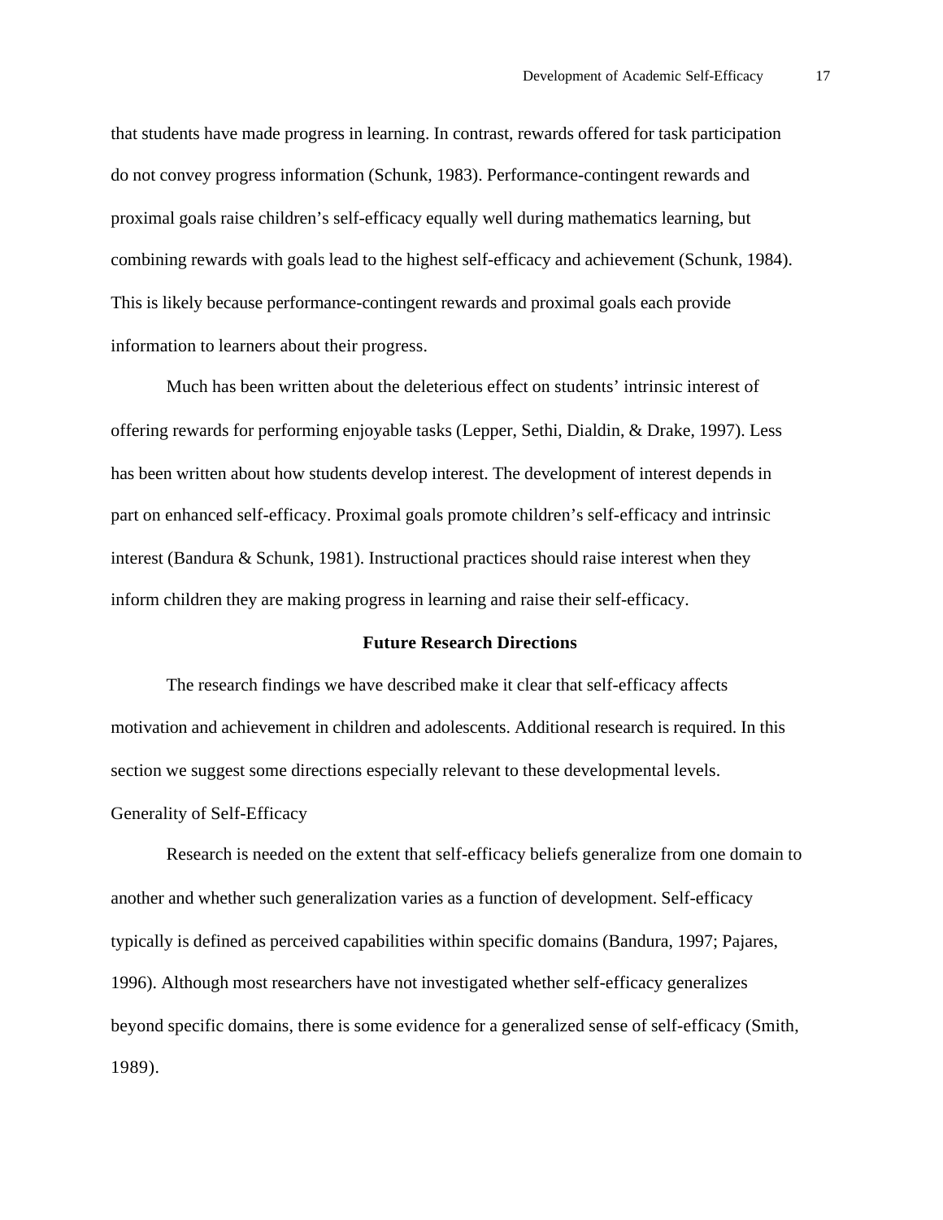that students have made progress in learning. In contrast, rewards offered for task participation do not convey progress information (Schunk, 1983). Performance-contingent rewards and proximal goals raise children's self-efficacy equally well during mathematics learning, but combining rewards with goals lead to the highest self-efficacy and achievement (Schunk, 1984). This is likely because performance-contingent rewards and proximal goals each provide information to learners about their progress.

Much has been written about the deleterious effect on students' intrinsic interest of offering rewards for performing enjoyable tasks (Lepper, Sethi, Dialdin, & Drake, 1997). Less has been written about how students develop interest. The development of interest depends in part on enhanced self-efficacy. Proximal goals promote children's self-efficacy and intrinsic interest (Bandura & Schunk, 1981). Instructional practices should raise interest when they inform children they are making progress in learning and raise their self-efficacy.

## Future Research Directions

The research findings we have described make it clear that self-efficacy affects motivation and achievement in children and adolescents. Additional research is required. In this section we suggest some directions especially relevant to these developmental levels.

### Generality of Self-Efficacy

Research is needed on the extent that self-efficacy beliefs generalize from one domain to another and whether such generalization varies as a function of development. Self-efficacy typically is defined as perceived capabilities within specific domains (Bandura, 1997; Pajares, 1996). Although most researchers have not investigated whether self-efficacy generalizes beyond specific domains, there is some evidence for a generalized sense of self-efficacy (Smith, 1989).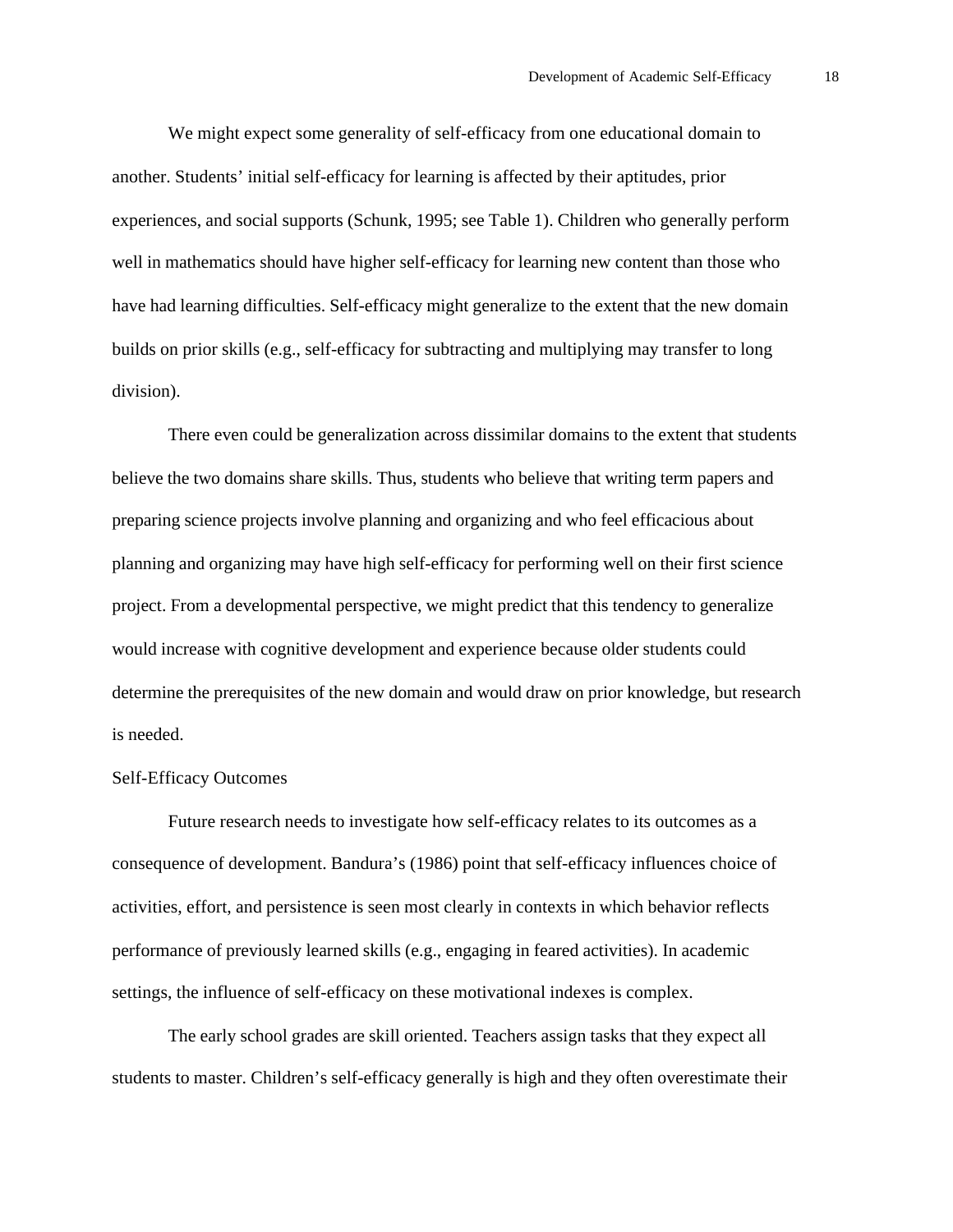We might expect some generality of self-efficacy from one educational domain to another. Students' initial self-efficacy for learning is affected by their aptitudes, prior experiences, and social supports (Schunk, 1995; see Table 1). Children who generally perform well in mathematics should have higher self-efficacy for learning new content than those who have had learning difficulties. Self-efficacy might generalize to the extent that the new domain builds on prior skills (e.g., self-efficacy for subtracting and multiplying may transfer to long division).

There even could be generalization across dissimilar domains to the extent that students believe the two domains share skills. Thus, students who believe that writing term papers and preparing science projects involve planning and organizing and who feel efficacious about planning and organizing may have high self-efficacy for performing well on their first science project. From a developmental perspective, we might predict that this tendency to generalize would increase with cognitive development and experience because older students could determine the prerequisites of the new domain and would draw on prior knowledge, but research is needed.

## Self-Efficacy Outcomes

Future research needs to investigate how self-efficacy relates to its outcomes as a consequence of development. Bandura's (1986) point that self-efficacy influences choice of activities, effort, and persistence is seen most clearly in contexts in which behavior reflects performance of previously learned skills (e.g., engaging in feared activities). In academic settings, the influence of self-efficacy on these motivational indexes is complex.

The early school grades are skill oriented. Teachers assign tasks that they expect all students to master. Children's self-efficacy generally is high and they often overestimate their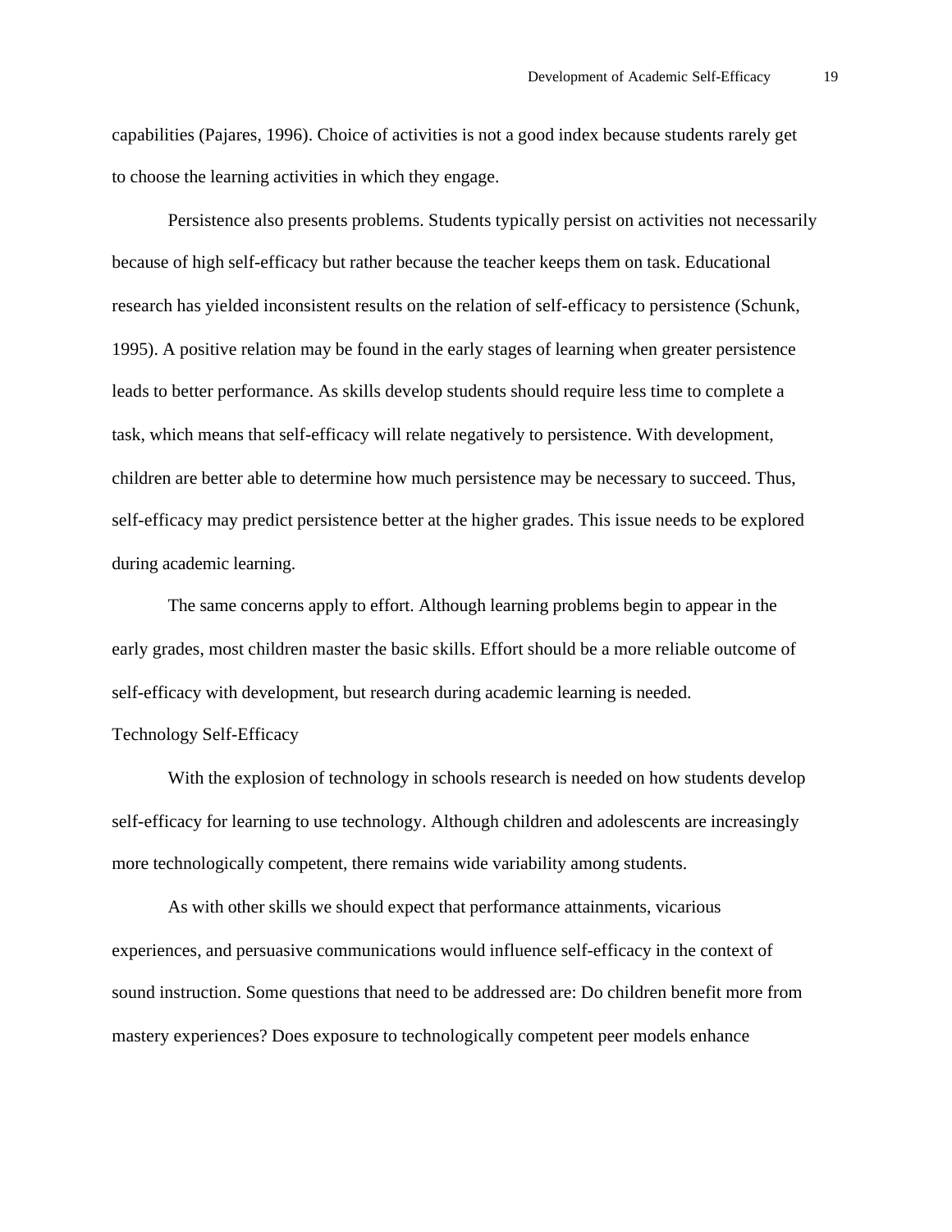capabilities (Pajares, 1996). Choice of activities is not a good index because students rarely get to choose the learning activities in which they engage.

Persistence also presents problems. Students typically persist on activities not necessarily because of high self-efficacy but rather because the teacher keeps them on task. Educational research has yielded inconsistent results on the relation of self-efficacy to persistence (Schunk, 1995). A positive relation may be found in the early stages of learning when greater persistence leads to better performance. As skills develop students should require less time to complete a task, which means that self-efficacy will relate negatively to persistence. With development, children are better able to determine how much persistence may be necessary to succeed. Thus, self-efficacy may predict persistence better at the higher grades. This issue needs to be explored during academic learning.

The same concerns apply to effort. Although learning problems begin to appear in the early grades, most children master the basic skills. Effort should be a more reliable outcome of self-efficacy with development, but research during academic learning is needed.

## Technology Self-Efficacy

With the explosion of technology in schools research is needed on how students develop self-efficacy for learning to use technology. Although children and adolescents are increasingly more technologically competent, there remains wide variability among students.

As with other skills we should expect that performance attainments, vicarious experiences, and persuasive communications would influence self-efficacy in the context of sound instruction. Some questions that need to be addressed are: Do children benefit more from mastery experiences? Does exposure to technologically competent peer models enhance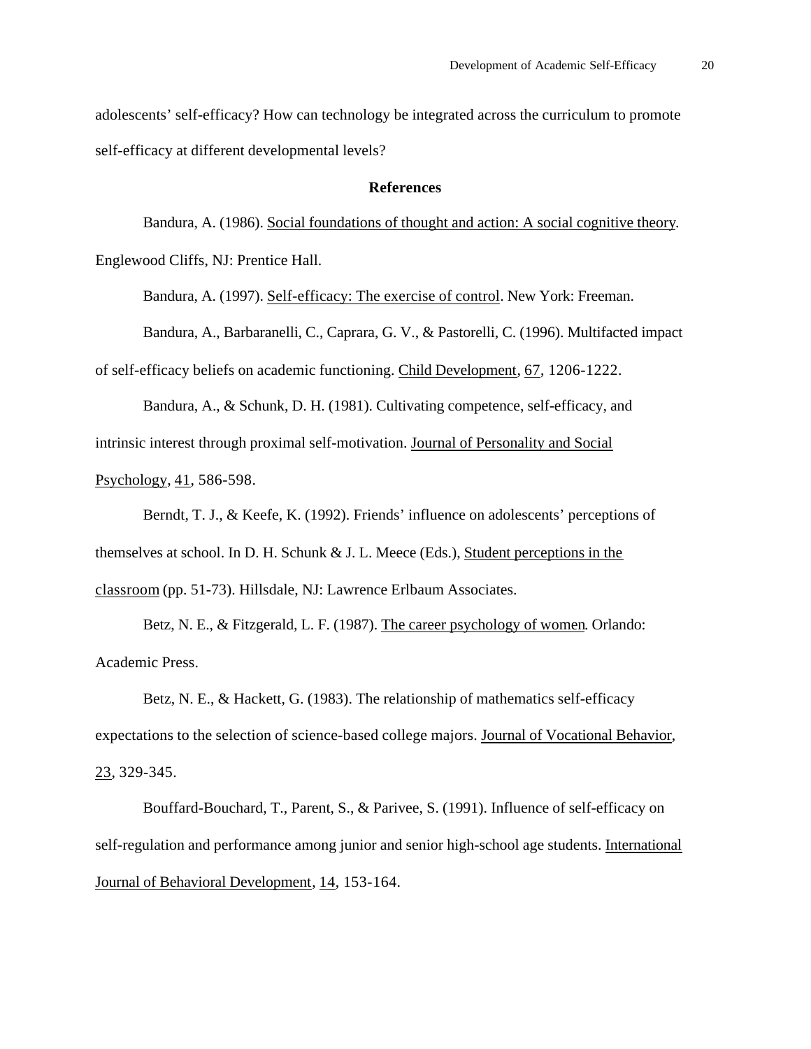adolescents' self-efficacy? How can technology be integrated across the curriculum to promote self-efficacy at different developmental levels?

## References

Bandura, A. (1986). Social foundations of thought and action: A social cognitive theory. Englewood Cliffs, NJ: Prentice Hall.

Bandura, A. (1997). Self-efficacy: The exercise of control. New York: Freeman.

Bandura, A., Barbaranelli, C., Caprara, G. V., & Pastorelli, C. (1996). Multifacted impact of self-efficacy beliefs on academic functioning. Child Development, 67, 1206-1222.

Bandura, A., & Schunk, D. H. (1981). Cultivating competence, self-efficacy, and intrinsic interest through proximal self-motivation. Journal of Personality and Social Psychology, 41, 586-598.

Berndt, T. J., & Keefe, K. (1992). Friends' influence on adolescents' perceptions of themselves at school. In D. H. Schunk & J. L. Meece (Eds.), Student perceptions in the classroom (pp. 51-73). Hillsdale, NJ: Lawrence Erlbaum Associates.

Betz, N. E., & Fitzgerald, L. F. (1987). The career psychology of women. Orlando: Academic Press.

Betz, N. E., & Hackett, G. (1983). The relationship of mathematics self-efficacy expectations to the selection of science-based college majors. Journal of Vocational Behavior, 23, 329-345.

Bouffard-Bouchard, T., Parent, S., & Parivee, S. (1991). Influence of self-efficacy on self-regulation and performance among junior and senior high-school age students. International Journal of Behavioral Development, 14, 153-164.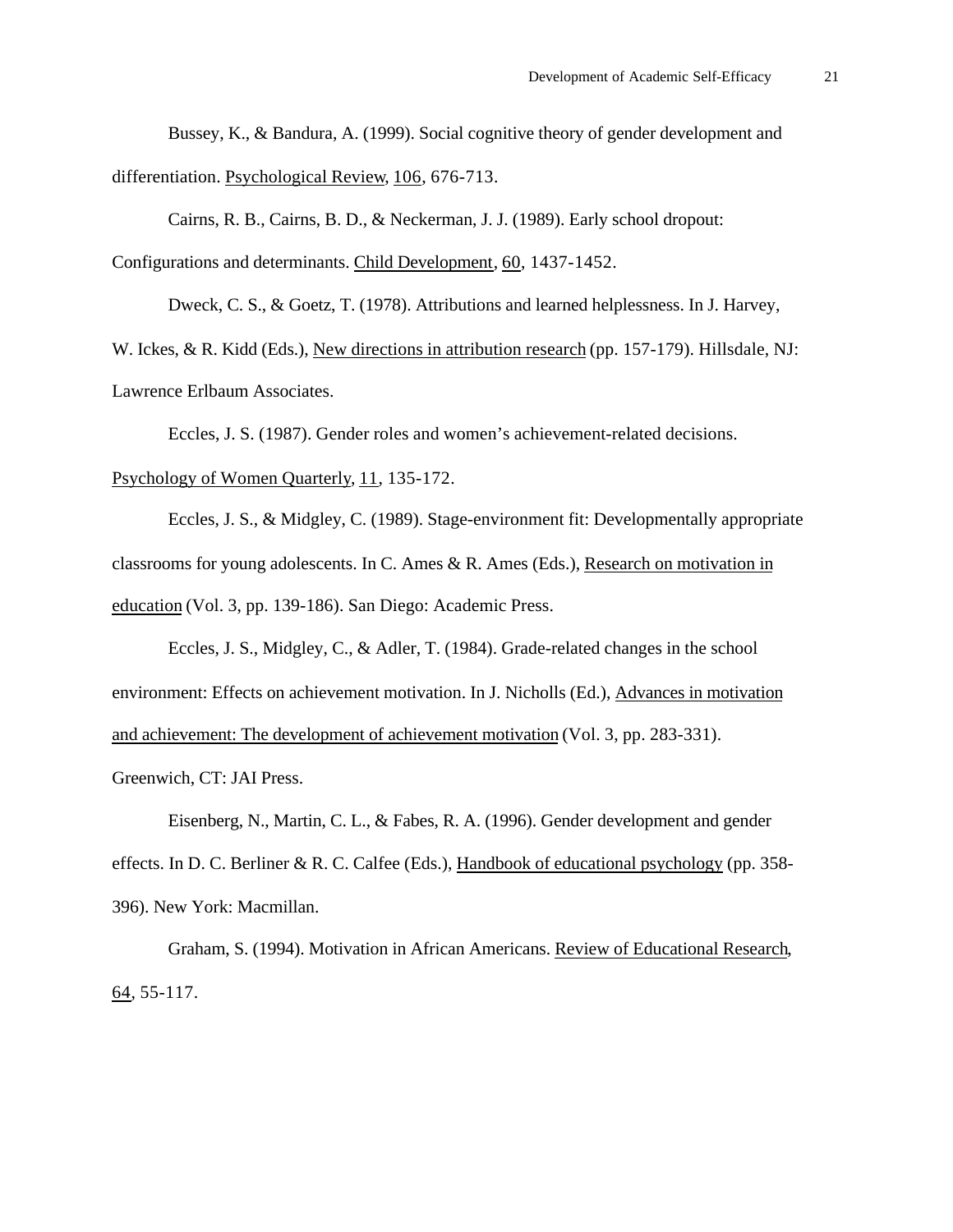Bussey, K., & Bandura, A. (1999). Social cognitive theory of gender development and differentiation. Psychological Review, 106, 676-713.

Cairns, R. B., Cairns, B. D., & Neckerman, J. J. (1989). Early school dropout: Configurations and determinants. Child Development, 60, 1437-1452.

Dweck, C. S., & Goetz, T. (1978). Attributions and learned helplessness. In J. Harvey, W. Ickes, & R. Kidd (Eds.), New directions in attribution research (pp. 157-179). Hillsdale, NJ: Lawrence Erlbaum Associates.

Eccles, J. S. (1987). Gender roles and women's achievement-related decisions. Psychology of Women Quarterly, 11, 135-172.

Eccles, J. S., & Midgley, C. (1989). Stage-environment fit: Developmentally appropriate classrooms for young adolescents. In C. Ames & R. Ames (Eds.), Research on motivation in education (Vol. 3, pp. 139-186). San Diego: Academic Press.

Eccles, J. S., Midgley, C., & Adler, T. (1984). Grade-related changes in the school environment: Effects on achievement motivation. In J. Nicholls (Ed.), Advances in motivation and achievement: The development of achievement motivation (Vol. 3, pp. 283-331). Greenwich, CT: JAI Press.

Eisenberg, N., Martin, C. L., & Fabes, R. A. (1996). Gender development and gender effects. In D. C. Berliner & R. C. Calfee (Eds.), Handbook of educational psychology (pp. 358-396). New York: Macmillan.

Graham, S. (1994). Motivation in African Americans. Review of Educational Research, 64, 55-117.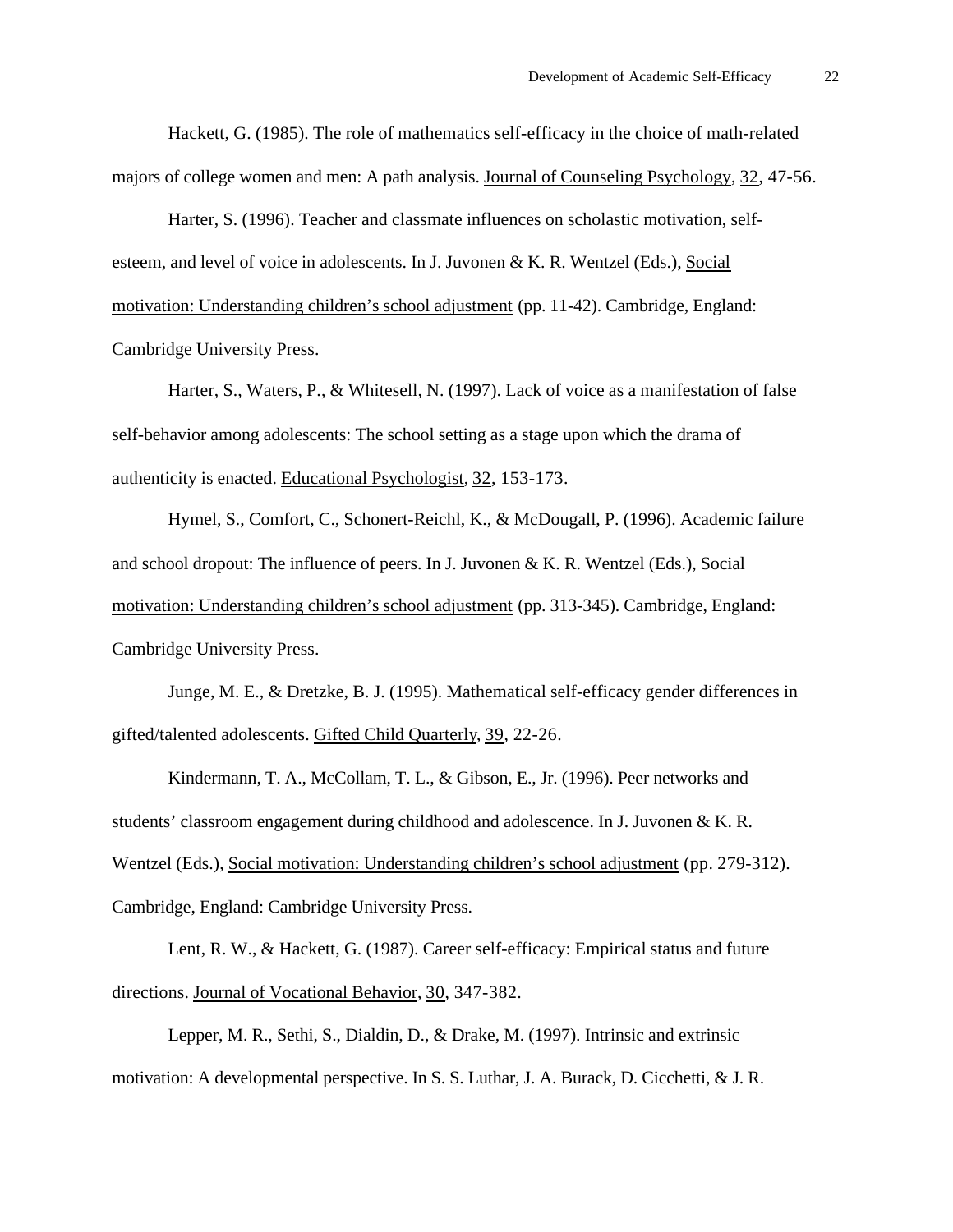Hackett, G. (1985). The role of mathematics self-efficacy in the choice of math-related majors of college women and men: A path analysis. Journal of Counseling Psychology, 32, 47-56.

Harter, S. (1996). Teacher and classmate influences on scholastic motivation, self-esteem, and level of voice in adolescents. In J. Juvonen & K. R. Wentzel (Eds.), Social motivation: Understanding children's school adjustment (pp. 11-42). Cambridge, England: Cambridge University Press.

Harter, S., Waters, P., & Whitesell, N. (1997). Lack of voice as a manifestation of false self-behavior among adolescents: The school setting as a stage upon which the drama of authenticity is enacted. Educational Psychologist, 32, 153-173.

Hymel, S., Comfort, C., Schonert-Reichl, K., & McDougall, P. (1996). Academic failure and school dropout: The influence of peers. In J. Juvonen & K. R. Wentzel (Eds.), Social motivation: Understanding children's school adjustment (pp. 313-345). Cambridge, England: Cambridge University Press.

Junge, M. E., & Dretzke, B. J. (1995). Mathematical self-efficacy gender differences in gifted/talented adolescents. Gifted Child Quarterly, 39, 22-26.

Kindermann, T. A., McCollam, T. L., & Gibson, E., Jr. (1996). Peer networks and students' classroom engagement during childhood and adolescence. In J. Juvonen & K. R. Wentzel (Eds.), Social motivation: Understanding children's school adjustment (pp. 279-312). Cambridge, England: Cambridge University Press.

Lent, R. W., & Hackett, G. (1987). Career self-efficacy: Empirical status and future directions. Journal of Vocational Behavior, 30, 347-382.

Lepper, M. R., Sethi, S., Dialdin, D., & Drake, M. (1997). Intrinsic and extrinsic motivation: A developmental perspective. In S. S. Luthar, J. A. Burack, D. Cicchetti, & J. R.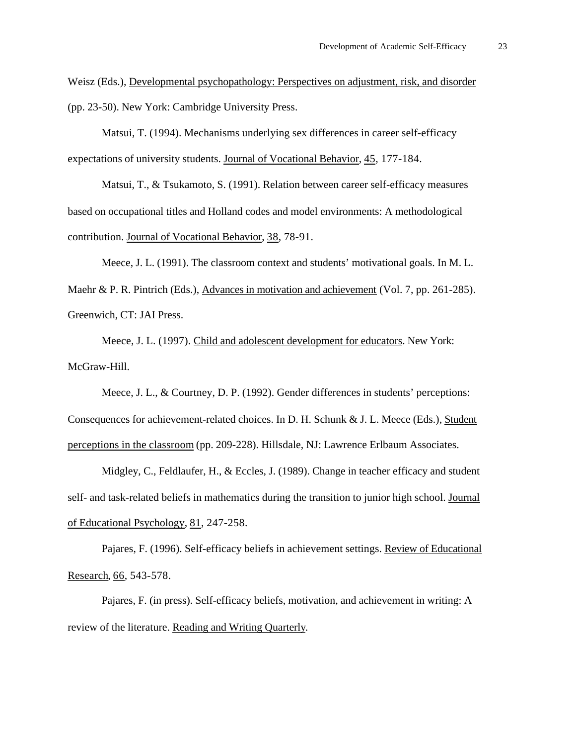Weisz (Eds.), Developmental psychopathology: Perspectives on adjustment, risk, and disorder (pp. 23-50). New York: Cambridge University Press.

Matsui, T. (1994). Mechanisms underlying sex differences in career self-efficacy expectations of university students. Journal of Vocational Behavior, 45, 177-184.

Matsui, T., & Tsukamoto, S. (1991). Relation between career self-efficacy measures based on occupational titles and Holland codes and model environments: A methodological contribution. Journal of Vocational Behavior, 38, 78-91.

Meece, J. L. (1991). The classroom context and students' motivational goals. In M. L. Maehr & P. R. Pintrich (Eds.), Advances in motivation and achievement (Vol. 7, pp. 261-285). Greenwich, CT: JAI Press.

Meece, J. L. (1997). Child and adolescent development for educators. New York: McGraw-Hill.

Meece, J. L., & Courtney, D. P. (1992). Gender differences in students' perceptions: Consequences for achievement-related choices. In D. H. Schunk & J. L. Meece (Eds.), Student perceptions in the classroom (pp. 209-228). Hillsdale, NJ: Lawrence Erlbaum Associates.

Midgley, C., Feldlaufer, H., & Eccles, J. (1989). Change in teacher efficacy and student self- and task-related beliefs in mathematics during the transition to junior high school. Journal of Educational Psychology, 81, 247-258.

Pajares, F. (1996). Self-efficacy beliefs in achievement settings. Review of Educational Research, 66, 543-578.

Pajares, F. (in press). Self-efficacy beliefs, motivation, and achievement in writing: A review of the literature. Reading and Writing Quarterly.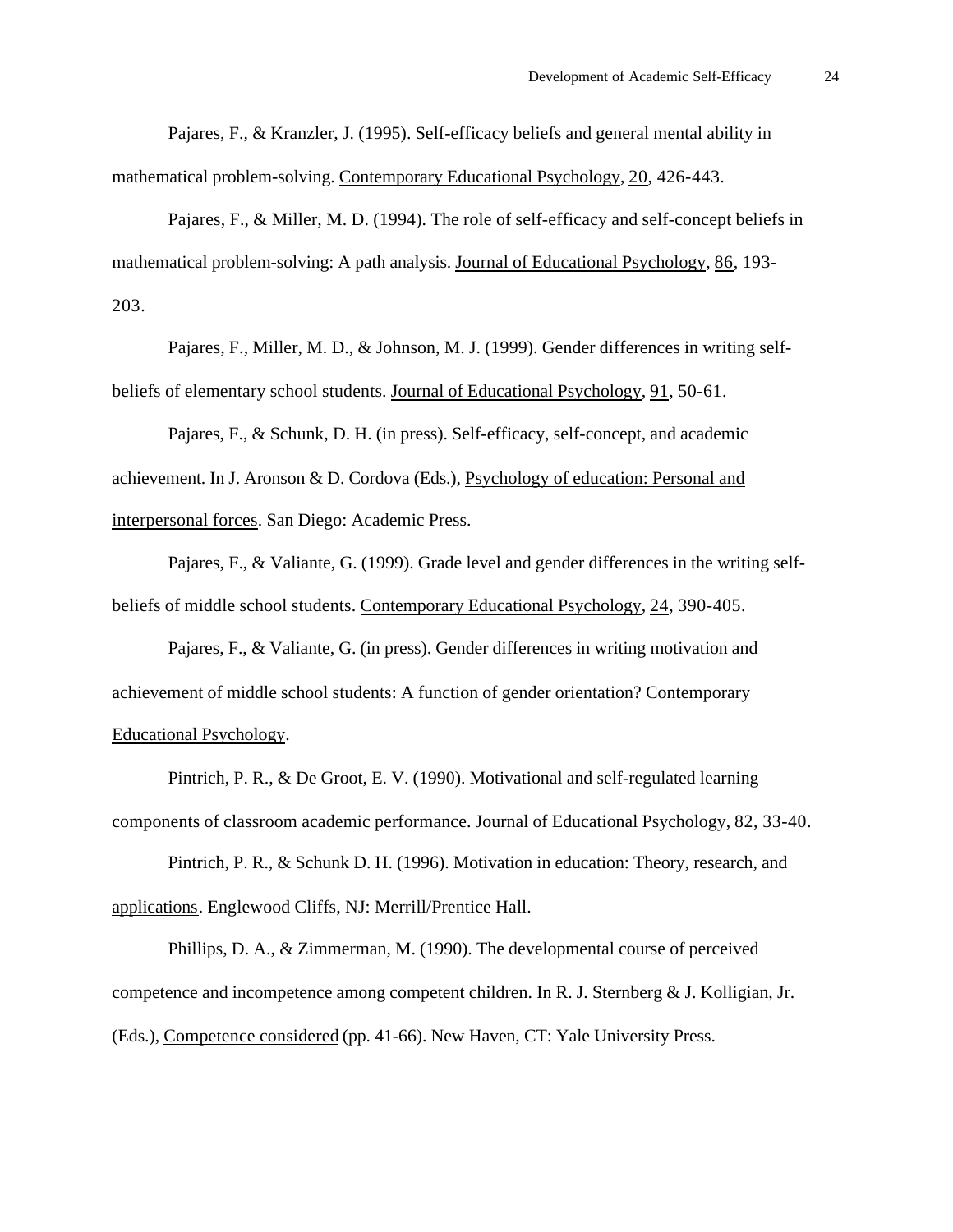Pajares, F., & Kranzler, J. (1995). Self-efficacy beliefs and general mental ability in mathematical problem-solving. Contemporary Educational Psychology, 20, 426-443.

Pajares, F., & Miller, M. D. (1994). The role of self-efficacy and self-concept beliefs in mathematical problem-solving: A path analysis. Journal of Educational Psychology, 86, 193-203.

Pajares, F., Miller, M. D., & Johnson, M. J. (1999). Gender differences in writing self-beliefs of elementary school students. Journal of Educational Psychology, 91, 50-61.

Pajares, F., & Schunk, D. H. (in press). Self-efficacy, self-concept, and academic achievement. In J. Aronson & D. Cordova (Eds.), Psychology of education: Personal and interpersonal forces. San Diego: Academic Press.

Pajares, F., & Valiante, G. (1999). Grade level and gender differences in the writing self-beliefs of middle school students. Contemporary Educational Psychology, 24, 390-405.

Pajares, F., & Valiante, G. (in press). Gender differences in writing motivation and achievement of middle school students: A function of gender orientation? Contemporary Educational Psychology.

Pintrich, P. R., & De Groot, E. V. (1990). Motivational and self-regulated learning components of classroom academic performance. Journal of Educational Psychology, 82, 33-40.

Pintrich, P. R., & Schunk D. H. (1996). Motivation in education: Theory, research, and applications. Englewood Cliffs, NJ: Merrill/Prentice Hall.

Phillips, D. A., & Zimmerman, M. (1990). The developmental course of perceived competence and incompetence among competent children. In R. J. Sternberg & J. Kolligian, Jr. (Eds.), Competence considered (pp. 41-66). New Haven, CT: Yale University Press.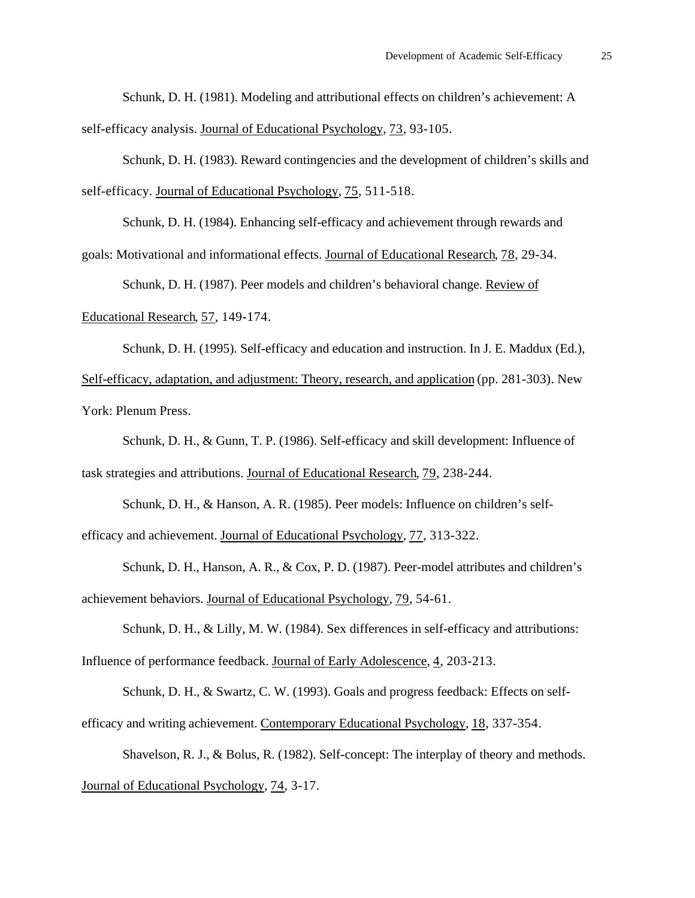Schunk, D. H. (1981). Modeling and attributional effects on children's achievement: A self-efficacy analysis. Journal of Educational Psychology, 73, 93-105.

Schunk, D. H. (1983). Reward contingencies and the development of children's skills and self-efficacy. Journal of Educational Psychology, 75, 511-518.

Schunk, D. H. (1984). Enhancing self-efficacy and achievement through rewards and goals: Motivational and informational effects. Journal of Educational Research, 78, 29-34.

Schunk, D. H. (1987). Peer models and children's behavioral change. Review of Educational Research, 57, 149-174.

Schunk, D. H. (1995). Self-efficacy and education and instruction. In J. E. Maddux (Ed.), Self-efficacy, adaptation, and adjustment: Theory, research, and application (pp. 281-303). New York: Plenum Press.

Schunk, D. H., & Gunn, T. P. (1986). Self-efficacy and skill development: Influence of task strategies and attributions. Journal of Educational Research, 79, 238-244.

Schunk, D. H., & Hanson, A. R. (1985). Peer models: Influence on children's self-efficacy and achievement. Journal of Educational Psychology, 77, 313-322.

Schunk, D. H., Hanson, A. R., & Cox, P. D. (1987). Peer-model attributes and children's achievement behaviors. Journal of Educational Psychology, 79, 54-61.

Schunk, D. H., & Lilly, M. W. (1984). Sex differences in self-efficacy and attributions: Influence of performance feedback. Journal of Early Adolescence, 4, 203-213.

Schunk, D. H., & Swartz, C. W. (1993). Goals and progress feedback: Effects on self-efficacy and writing achievement. Contemporary Educational Psychology, 18, 337-354.

Shavelson, R. J., & Bolus, R. (1982). Self-concept: The interplay of theory and methods. Journal of Educational Psychology, 74, 3-17.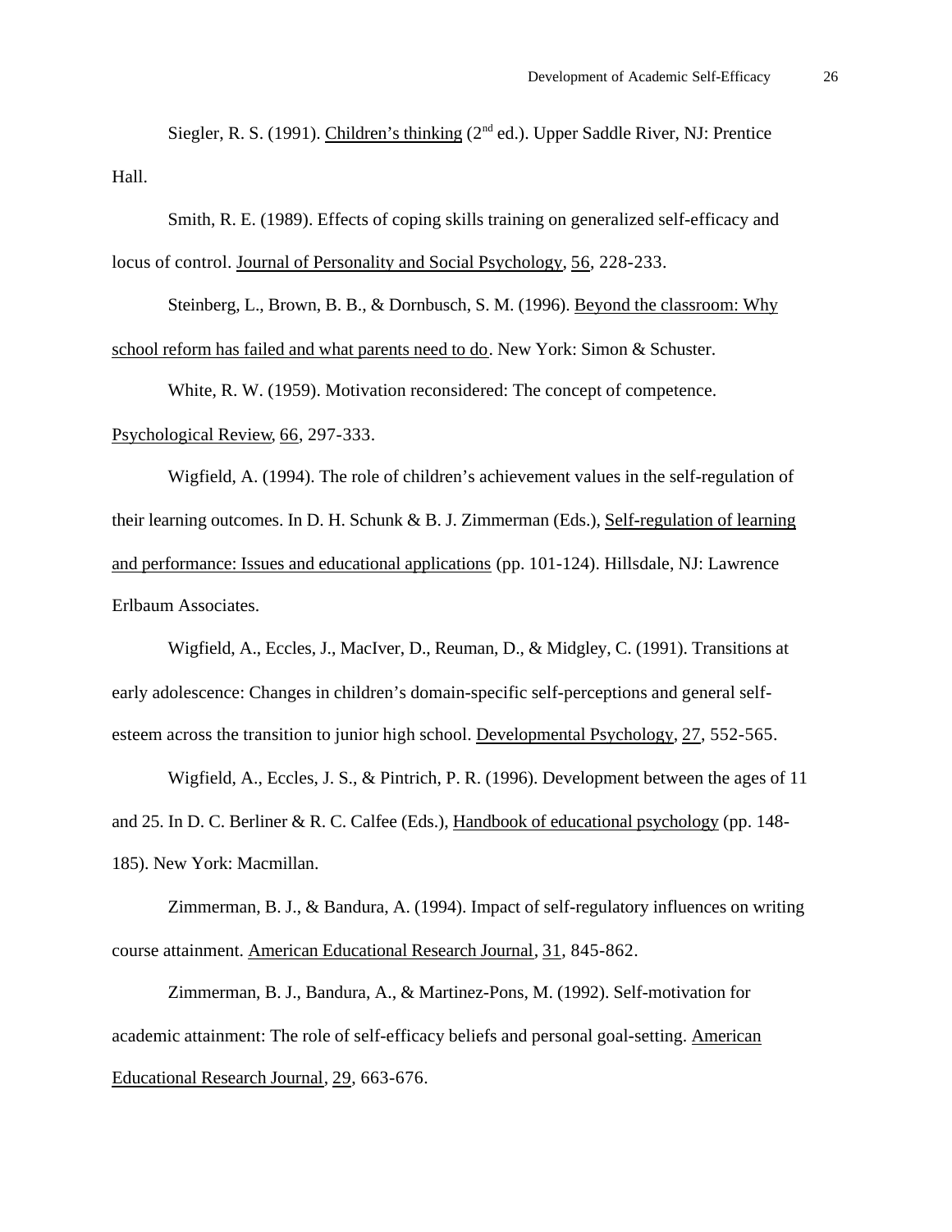Siegler, R. S. (1991). Children's thinking (2nd ed.). Upper Saddle River, NJ: Prentice Hall.

Smith, R. E. (1989). Effects of coping skills training on generalized self-efficacy and locus of control. Journal of Personality and Social Psychology, 56, 228-233.

Steinberg, L., Brown, B. B., & Dornbusch, S. M. (1996). Beyond the classroom: Why school reform has failed and what parents need to do. New York: Simon & Schuster.

White, R. W. (1959). Motivation reconsidered: The concept of competence. Psychological Review, 66, 297-333.

Wigfield, A. (1994). The role of children's achievement values in the self-regulation of their learning outcomes. In D. H. Schunk & B. J. Zimmerman (Eds.), Self-regulation of learning and performance: Issues and educational applications (pp. 101-124). Hillsdale, NJ: Lawrence Erlbaum Associates.

Wigfield, A., Eccles, J., MacIver, D., Reuman, D., & Midgley, C. (1991). Transitions at early adolescence: Changes in children's domain-specific self-perceptions and general self-esteem across the transition to junior high school. Developmental Psychology, 27, 552-565.

Wigfield, A., Eccles, J. S., & Pintrich, P. R. (1996). Development between the ages of 11 and 25. In D. C. Berliner & R. C. Calfee (Eds.), Handbook of educational psychology (pp. 148-185). New York: Macmillan.

Zimmerman, B. J., & Bandura, A. (1994). Impact of self-regulatory influences on writing course attainment. American Educational Research Journal, 31, 845-862.

Zimmerman, B. J., Bandura, A., & Martinez-Pons, M. (1992). Self-motivation for academic attainment: The role of self-efficacy beliefs and personal goal-setting. American Educational Research Journal, 29, 663-676.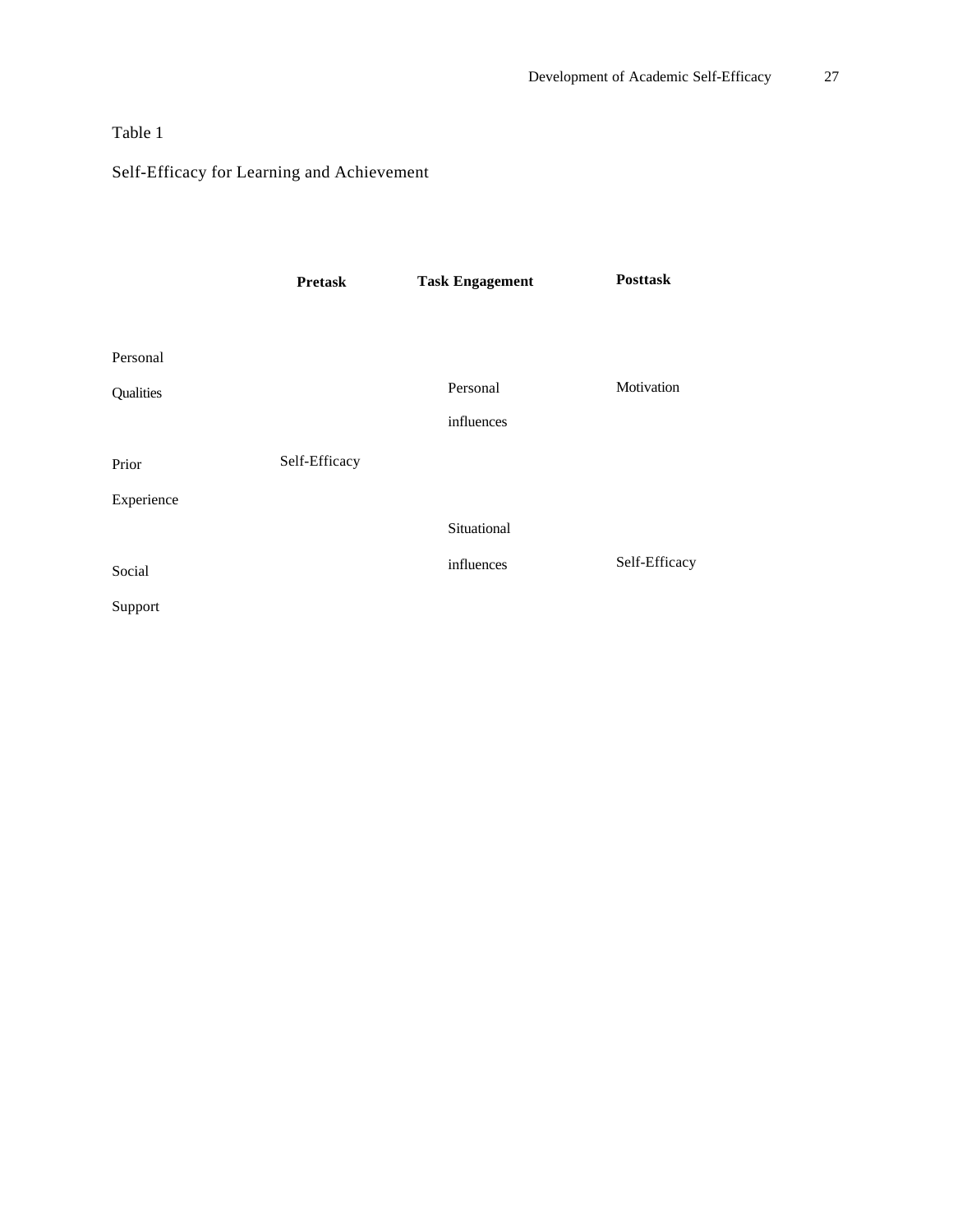Table 1

Self-Efficacy for Learning and Achievement

| | **Pretask** | **Task Engagement** | **Posttask** |
|---|---|---|---|
| Personal Qualities | | Personal influences | Motivation |
| Prior Experience | Self-Efficacy | | |
| | | Situational influences | Self-Efficacy |
| Social Support | | | |